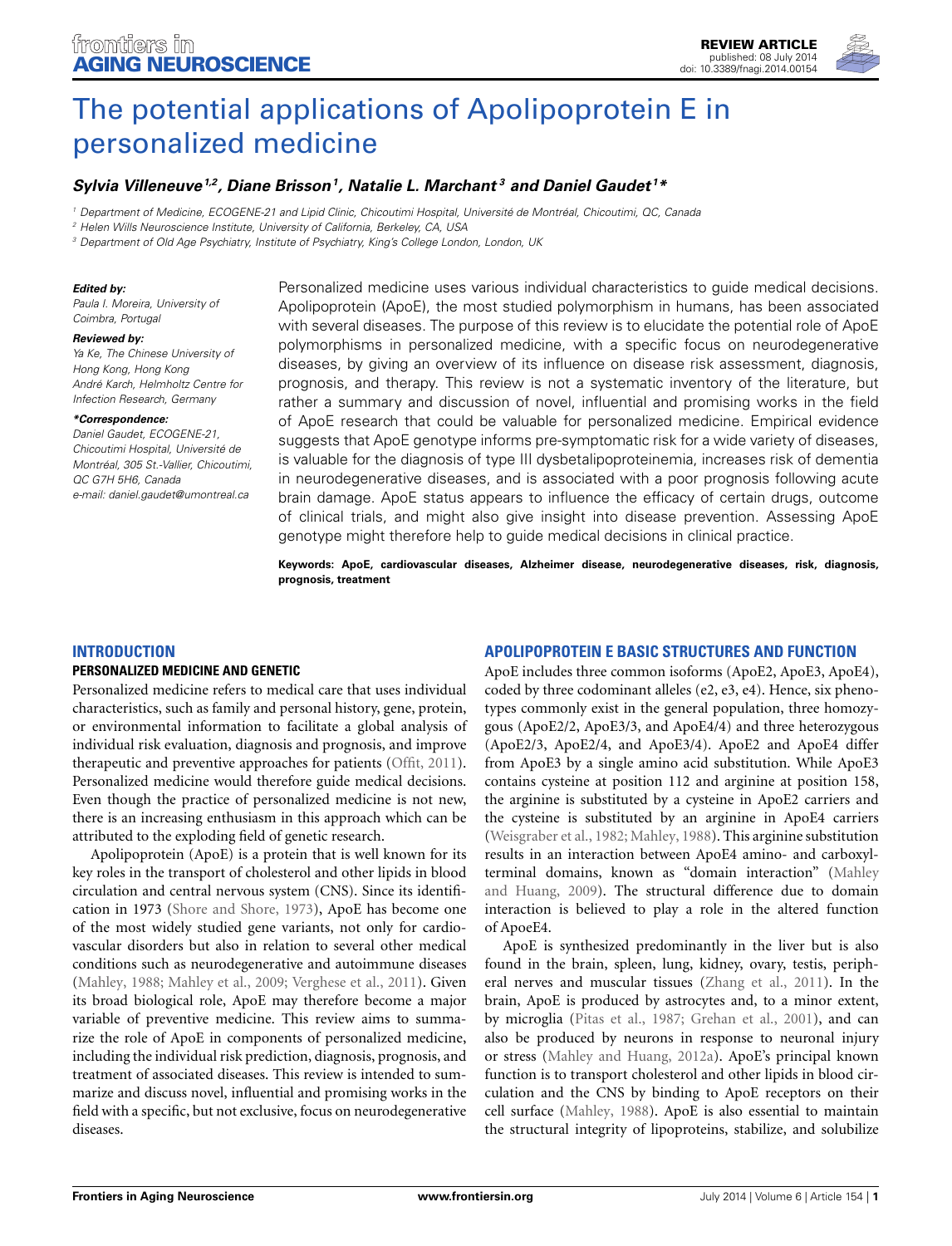# The potential applications of Apolipoprotein E in personalized medicine

***Sylvia Villeneuve*[1,2], *Diane Brisson*[1], *Natalie L. Marchant*[3] and *Daniel Gaudet*[1]\****

[1] Department of Medicine, ECOGENE-21 and Lipid Clinic, Chicoutimi Hospital, Université de Montréal, Chicoutimi, QC, Canada
[2] Helen Wills Neuroscience Institute, University of California, Berkeley, CA, USA
[3] Department of Old Age Psychiatry, Institute of Psychiatry, King's College London, London, UK

***Edited by:***
*Paula I. Moreira, University of Coimbra, Portugal*

***Reviewed by:***
*Ya Ke, The Chinese University of Hong Kong, Hong Kong*
*André Karch, Helmholtz Centre for Infection Research, Germany*

***\*Correspondence:***
*Daniel Gaudet, ECOGENE-21, Chicoutimi Hospital, Université de Montréal, 305 St.-Vallier, Chicoutimi, QC G7H 5H6, Canada*
*e-mail: daniel.gaudet@umontreal.ca*

Personalized medicine uses various individual characteristics to guide medical decisions. Apolipoprotein (ApoE), the most studied polymorphism in humans, has been associated with several diseases. The purpose of this review is to elucidate the potential role of ApoE polymorphisms in personalized medicine, with a specific focus on neurodegenerative diseases, by giving an overview of its influence on disease risk assessment, diagnosis, prognosis, and therapy. This review is not a systematic inventory of the literature, but rather a summary and discussion of novel, influential and promising works in the field of ApoE research that could be valuable for personalized medicine. Empirical evidence suggests that ApoE genotype informs pre-symptomatic risk for a wide variety of diseases, is valuable for the diagnosis of type III dysbetalipoproteinemia, increases risk of dementia in neurodegenerative diseases, and is associated with a poor prognosis following acute brain damage. ApoE status appears to influence the efficacy of certain drugs, outcome of clinical trials, and might also give insight into disease prevention. Assessing ApoE genotype might therefore help to guide medical decisions in clinical practice.

**Keywords: ApoE, cardiovascular diseases, Alzheimer disease, neurodegenerative diseases, risk, diagnosis, prognosis, treatment**

## INTRODUCTION

### PERSONALIZED MEDICINE AND GENETIC

Personalized medicine refers to medical care that uses individual characteristics, such as family and personal history, gene, protein, or environmental information to facilitate a global analysis of individual risk evaluation, diagnosis and prognosis, and improve therapeutic and preventive approaches for patients (Offit, 2011). Personalized medicine would therefore guide medical decisions. Even though the practice of personalized medicine is not new, there is an increasing enthusiasm in this approach which can be attributed to the exploding field of genetic research.

Apolipoprotein (ApoE) is a protein that is well known for its key roles in the transport of cholesterol and other lipids in blood circulation and central nervous system (CNS). Since its identification in 1973 (Shore and Shore, 1973), ApoE has become one of the most widely studied gene variants, not only for cardiovascular disorders but also in relation to several other medical conditions such as neurodegenerative and autoimmune diseases (Mahley, 1988; Mahley et al., 2009; Verghese et al., 2011). Given its broad biological role, ApoE may therefore become a major variable of preventive medicine. This review aims to summarize the role of ApoE in components of personalized medicine, including the individual risk prediction, diagnosis, prognosis, and treatment of associated diseases. This review is intended to summarize and discuss novel, influential and promising works in the field with a specific, but not exclusive, focus on neurodegenerative diseases.

## APOLIPOPROTEIN E BASIC STRUCTURES AND FUNCTION

ApoE includes three common isoforms (ApoE2, ApoE3, ApoE4), coded by three codominant alleles (e2, e3, e4). Hence, six phenotypes commonly exist in the general population, three homozygous (ApoE2/2, ApoE3/3, and ApoE4/4) and three heterozygous (ApoE2/3, ApoE2/4, and ApoE3/4). ApoE2 and ApoE4 differ from ApoE3 by a single amino acid substitution. While ApoE3 contains cysteine at position 112 and arginine at position 158, the arginine is substituted by a cysteine in ApoE2 carriers and the cysteine is substituted by an arginine in ApoE4 carriers (Weisgraber et al., 1982; Mahley, 1988). This arginine substitution results in an interaction between ApoE4 amino- and carboxyl-terminal domains, known as "domain interaction" (Mahley and Huang, 2009). The structural difference due to domain interaction is believed to play a role in the altered function of ApoeE4.

ApoE is synthesized predominantly in the liver but is also found in the brain, spleen, lung, kidney, ovary, testis, peripheral nerves and muscular tissues (Zhang et al., 2011). In the brain, ApoE is produced by astrocytes and, to a minor extent, by microglia (Pitas et al., 1987; Grehan et al., 2001), and can also be produced by neurons in response to neuronal injury or stress (Mahley and Huang, 2012a). ApoE's principal known function is to transport cholesterol and other lipids in blood circulation and the CNS by binding to ApoE receptors on their cell surface (Mahley, 1988). ApoE is also essential to maintain the structural integrity of lipoproteins, stabilize, and solubilize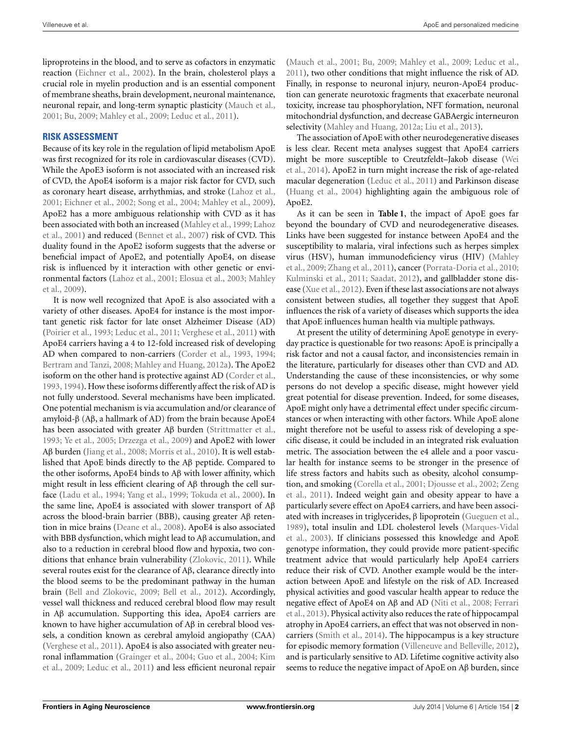lipoproteins in the blood, and to serve as cofactors in enzymatic reaction (Eichner et al., 2002). In the brain, cholesterol plays a crucial role in myelin production and is an essential component of membrane sheaths, brain development, neuronal maintenance, neuronal repair, and long-term synaptic plasticity (Mauch et al., 2001; Bu, 2009; Mahley et al., 2009; Leduc et al., 2011).

## RISK ASSESSMENT

Because of its key role in the regulation of lipid metabolism ApoE was first recognized for its role in cardiovascular diseases (CVD). While the ApoE3 isoform is not associated with an increased risk of CVD, the ApoE4 isoform is a major risk factor for CVD, such as coronary heart disease, arrhythmias, and stroke (Lahoz et al., 2001; Eichner et al., 2002; Song et al., 2004; Mahley et al., 2009). ApoE2 has a more ambiguous relationship with CVD as it has been associated with both an increased (Mahley et al., 1999; Lahoz et al., 2001) and reduced (Bennet et al., 2007) risk of CVD. This duality found in the ApoE2 isoform suggests that the adverse or beneficial impact of ApoE2, and potentially ApoE4, on disease risk is influenced by it interaction with other genetic or environmental factors (Lahoz et al., 2001; Elosua et al., 2003; Mahley et al., 2009).

It is now well recognized that ApoE is also associated with a variety of other diseases. ApoE4 for instance is the most important genetic risk factor for late onset Alzheimer Disease (AD) (Poirier et al., 1993; Leduc et al., 2011; Verghese et al., 2011) with ApoE4 carriers having a 4 to 12-fold increased risk of developing AD when compared to non-carriers (Corder et al., 1993, 1994; Bertram and Tanzi, 2008; Mahley and Huang, 2012a). The ApoE2 isoform on the other hand is protective against AD (Corder et al., 1993, 1994). How these isoforms differently affect the risk of AD is not fully understood. Several mechanisms have been implicated. One potential mechanism is via accumulation and/or clearance of amyloid-β (Aβ, a hallmark of AD) from the brain because ApoE4 has been associated with greater Aβ burden (Strittmatter et al., 1993; Ye et al., 2005; Drzezga et al., 2009) and ApoE2 with lower Aβ burden (Jiang et al., 2008; Morris et al., 2010). It is well established that ApoE binds directly to the Aβ peptide. Compared to the other isoforms, ApoE4 binds to Aβ with lower affinity, which might result in less efficient clearing of Aβ through the cell surface (Ladu et al., 1994; Yang et al., 1999; Tokuda et al., 2000). In the same line, ApoE4 is associated with slower transport of Aβ across the blood-brain barrier (BBB), causing greater Aβ retention in mice brains (Deane et al., 2008). ApoE4 is also associated with BBB dysfunction, which might lead to Aβ accumulation, and also to a reduction in cerebral blood flow and hypoxia, two conditions that enhance brain vulnerability (Zlokovic, 2011). While several routes exist for the clearance of Aβ, clearance directly into the blood seems to be the predominant pathway in the human brain (Bell and Zlokovic, 2009; Bell et al., 2012). Accordingly, vessel wall thickness and reduced cerebral blood flow may result in Aβ accumulation. Supporting this idea, ApoE4 carriers are known to have higher accumulation of Aβ in cerebral blood vessels, a condition known as cerebral amyloid angiopathy (CAA) (Verghese et al., 2011). ApoE4 is also associated with greater neuronal inflammation (Grainger et al., 2004; Guo et al., 2004; Kim et al., 2009; Leduc et al., 2011) and less efficient neuronal repair (Mauch et al., 2001; Bu, 2009; Mahley et al., 2009; Leduc et al., 2011), two other conditions that might influence the risk of AD. Finally, in response to neuronal injury, neuron-ApoE4 production can generate neurotoxic fragments that exacerbate neuronal toxicity, increase tau phosphorylation, NFT formation, neuronal mitochondrial dysfunction, and decrease GABAergic interneuron selectivity (Mahley and Huang, 2012a; Liu et al., 2013).

The association of ApoE with other neurodegenerative diseases is less clear. Recent meta analyses suggest that ApoE4 carriers might be more susceptible to Creutzfeldt–Jakob disease (Wei et al., 2014). ApoE2 in turn might increase the risk of age-related macular degeneration (Leduc et al., 2011) and Parkinson disease (Huang et al., 2004) highlighting again the ambiguous role of ApoE2.

As it can be seen in **Table 1**, the impact of ApoE goes far beyond the boundary of CVD and neurodegenerative diseases. Links have been suggested for instance between ApoE4 and the susceptibility to malaria, viral infections such as herpes simplex virus (HSV), human immunodeficiency virus (HIV) (Mahley et al., 2009; Zhang et al., 2011), cancer (Porrata-Doria et al., 2010; Kulminski et al., 2011; Saadat, 2012), and gallbladder stone disease (Xue et al., 2012). Even if these last associations are not always consistent between studies, all together they suggest that ApoE influences the risk of a variety of diseases which supports the idea that ApoE influences human health via multiple pathways.

At present the utility of determining ApoE genotype in everyday practice is questionable for two reasons: ApoE is principally a risk factor and not a causal factor, and inconsistencies remain in the literature, particularly for diseases other than CVD and AD. Understanding the cause of these inconsistencies, or why some persons do not develop a specific disease, might however yield great potential for disease prevention. Indeed, for some diseases, ApoE might only have a detrimental effect under specific circumstances or when interacting with other factors. While ApoE alone might therefore not be useful to assess risk of developing a specific disease, it could be included in an integrated risk evaluation metric. The association between the e4 allele and a poor vascular health for instance seems to be stronger in the presence of life stress factors and habits such as obesity, alcohol consumption, and smoking (Corella et al., 2001; Djousse et al., 2002; Zeng et al., 2011). Indeed weight gain and obesity appear to have a particularly severe effect on ApoE4 carriers, and have been associated with increases in triglycerides, β lipoprotein (Gueguen et al., 1989), total insulin and LDL cholesterol levels (Marques-Vidal et al., 2003). If clinicians possessed this knowledge and ApoE genotype information, they could provide more patient-specific treatment advice that would particularly help ApoE4 carriers reduce their risk of CVD. Another example would be the interaction between ApoE and lifestyle on the risk of AD. Increased physical activities and good vascular health appear to reduce the negative effect of ApoE4 on Aβ and AD (Niti et al., 2008; Ferrari et al., 2013). Physical activity also reduces the rate of hippocampal atrophy in ApoE4 carriers, an effect that was not observed in noncarriers (Smith et al., 2014). The hippocampus is a key structure for episodic memory formation (Villeneuve and Belleville, 2012), and is particularly sensitive to AD. Lifetime cognitive activity also seems to reduce the negative impact of ApoE on Aβ burden, since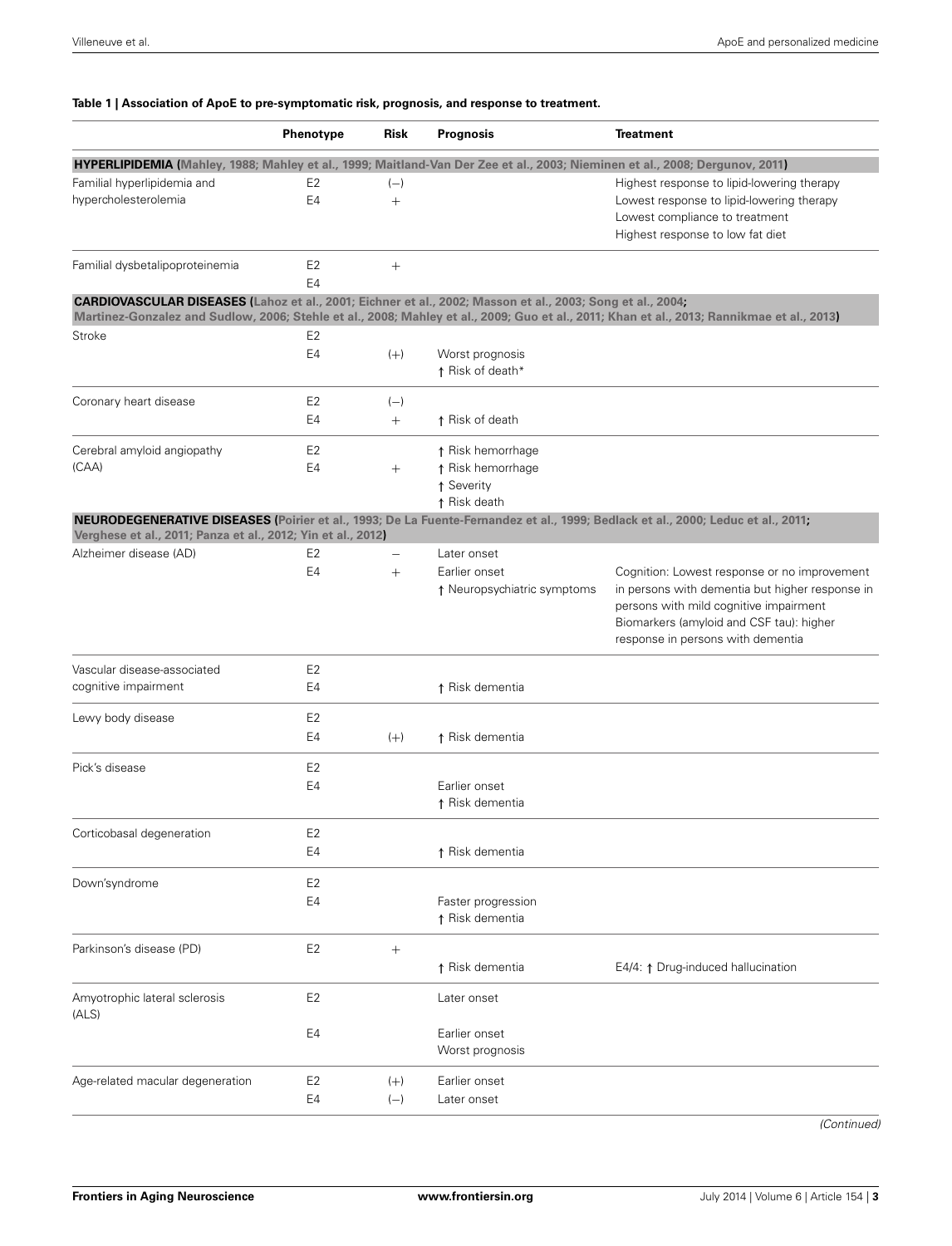**Table 1 | Association of ApoE to pre-symptomatic risk, prognosis, and response to treatment.**

| | Phenotype | Risk | Prognosis | Treatment |
|---|---|---|---|---|
| **HYPERLIPIDEMIA (Mahley, 1988; Mahley et al., 1999; Maitland-Van Der Zee et al., 2003; Nieminen et al., 2008; Dergunov, 2011)** | | | | |
| Familial hyperlipidemia and hypercholesterolemia | E2 | (−) | | Highest response to lipid-lowering therapy |
| | E4 | + | | Lowest response to lipid-lowering therapy<br>Lowest compliance to treatment<br>Highest response to low fat diet |
| Familial dysbetalipoproteinemia | E2 | + | | |
| | E4 | | | |
| **CARDIOVASCULAR DISEASES (Lahoz et al., 2001; Eichner et al., 2002; Masson et al., 2003; Song et al., 2004; Martinez-Gonzalez and Sudlow, 2006; Stehle et al., 2008; Mahley et al., 2009; Guo et al., 2011; Khan et al., 2013; Rannikmae et al., 2013)** | | | | |
| Stroke | E2 | | | |
| | E4 | (+) | Worst prognosis<br>↑ Risk of death* | |
| Coronary heart disease | E2 | (−) | | |
| | E4 | + | ↑ Risk of death | |
| Cerebral amyloid angiopathy (CAA) | E2 | | ↑ Risk hemorrhage | |
| | E4 | + | ↑ Risk hemorrhage<br>↑ Severity<br>↑ Risk death | |
| **NEURODEGENERATIVE DISEASES (Poirier et al., 1993; De La Fuente-Fernandez et al., 1999; Bedlack et al., 2000; Leduc et al., 2011; Verghese et al., 2011; Panza et al., 2012; Yin et al., 2012)** | | | | |
| Alzheimer disease (AD) | E2 | − | Later onset | |
| | E4 | + | Earlier onset<br>↑ Neuropsychiatric symptoms | Cognition: Lowest response or no improvement in persons with dementia but higher response in persons with mild cognitive impairment<br>Biomarkers (amyloid and CSF tau): higher response in persons with dementia |
| Vascular disease-associated cognitive impairment | E2 | | | |
| | E4 | | ↑ Risk dementia | |
| Lewy body disease | E2 | | | |
| | E4 | (+) | ↑ Risk dementia | |
| Pick's disease | E2 | | | |
| | E4 | | Earlier onset<br>↑ Risk dementia | |
| Corticobasal degeneration | E2 | | | |
| | E4 | | ↑ Risk dementia | |
| Down'syndrome | E2 | | | |
| | E4 | | Faster progression<br>↑ Risk dementia | |
| Parkinson's disease (PD) | E2 | + | | |
| | | | ↑ Risk dementia | E4/4: ↑ Drug-induced hallucination |
| Amyotrophic lateral sclerosis (ALS) | E2 | | Later onset | |
| | E4 | | Earlier onset<br>Worst prognosis | |
| Age-related macular degeneration | E2 | (+) | Earlier onset | |
| | E4 | (−) | Later onset | |

*(Continued)*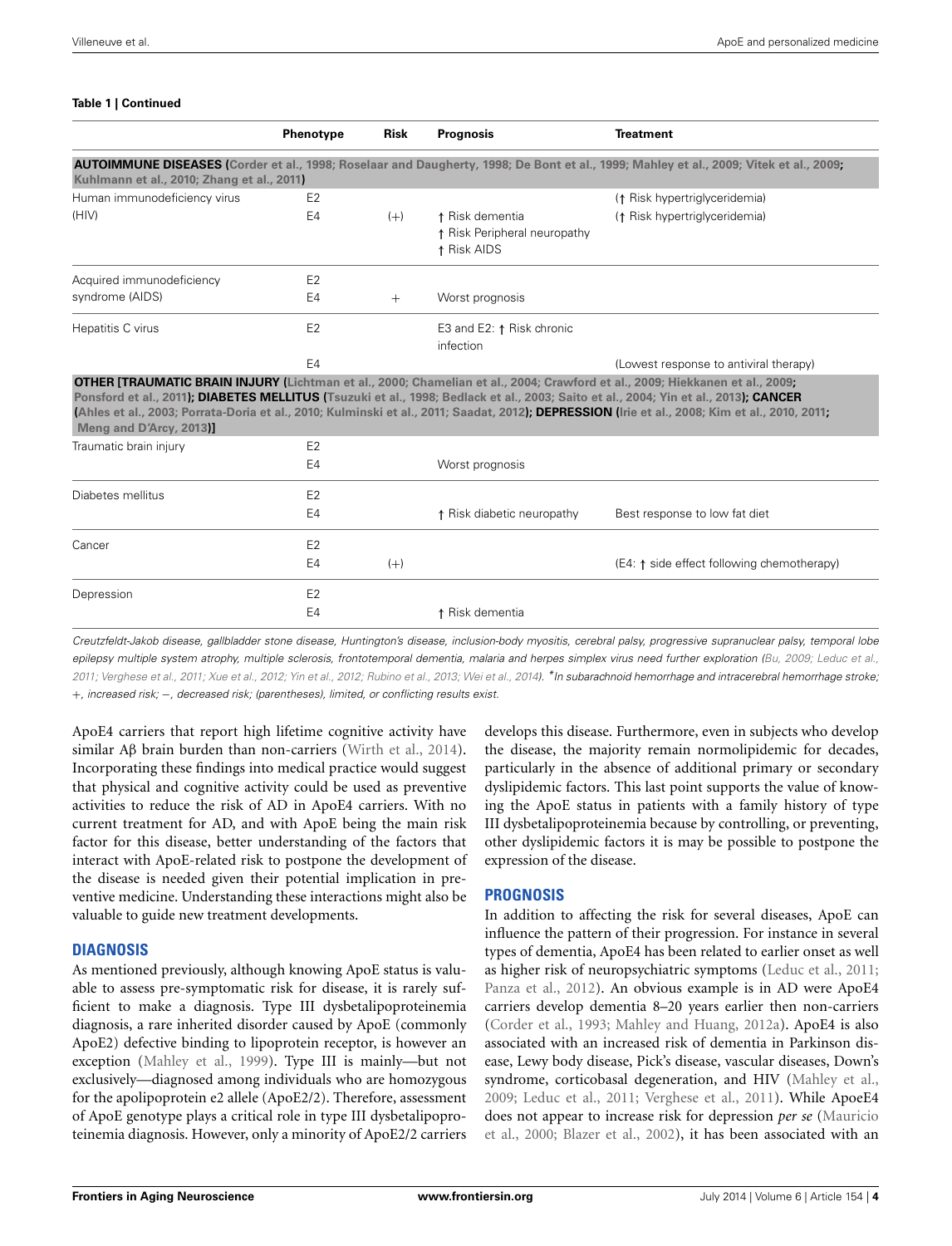**Table 1 | Continued**

| | Phenotype | Risk | Prognosis | Treatment |
|---|---|---|---|---|
| **AUTOIMMUNE DISEASES (Corder et al., 1998; Roselaar and Daugherty, 1998; De Bont et al., 1999; Mahley et al., 2009; Vitek et al., 2009; Kuhlmann et al., 2010; Zhang et al., 2011)** | | | | |
| Human immunodeficiency virus (HIV) | E2 | | | (↑ Risk hypertriglyceridemia) |
| | E4 | (+) | ↑ Risk dementia<br>↑ Risk Peripheral neuropathy<br>↑ Risk AIDS | (↑ Risk hypertriglyceridemia) |
| Acquired immunodeficiency syndrome (AIDS) | E2 | | | |
| | E4 | + | Worst prognosis | |
| Hepatitis C virus | E2 | | E3 and E2: ↑ Risk chronic infection | |
| | E4 | | | (Lowest response to antiviral therapy) |
| **OTHER [TRAUMATIC BRAIN INJURY (Lichtman et al., 2000; Chamelian et al., 2004; Crawford et al., 2009; Hiekkanen et al., 2009; Ponsford et al., 2011); DIABETES MELLITUS (Tsuzuki et al., 1998; Bedlack et al., 2003; Saito et al., 2004; Yin et al., 2013); CANCER (Ahles et al., 2003; Porrata-Doria et al., 2010; Kulminski et al., 2011; Saadat, 2012); DEPRESSION (Irie et al., 2008; Kim et al., 2010, 2011; Meng and D'Arcy, 2013)]** | | | | |
| Traumatic brain injury | E2 | | | |
| | E4 | | Worst prognosis | |
| Diabetes mellitus | E2 | | | |
| | E4 | | ↑ Risk diabetic neuropathy | Best response to low fat diet |
| Cancer | E2 | | | |
| | E4 | (+) | | (E4: ↑ side effect following chemotherapy) |
| Depression | E2 | | | |
| | E4 | | ↑ Risk dementia | |

*Creutzfeldt-Jakob disease, gallbladder stone disease, Huntington's disease, inclusion-body myositis, cerebral palsy, progressive supranuclear palsy, temporal lobe epilepsy multiple system atrophy, multiple sclerosis, frontotemporal dementia, malaria and herpes simplex virus need further exploration (Bu, 2009; Leduc et al., 2011; Verghese et al., 2011; Xue et al., 2012; Yin et al., 2012; Rubino et al., 2013; Wei et al., 2014). *In subarachnoid hemorrhage and intracerebral hemorrhage stroke; +, increased risk; −, decreased risk; (parentheses), limited, or conflicting results exist.*

ApoE4 carriers that report high lifetime cognitive activity have similar Aβ brain burden than non-carriers (Wirth et al., 2014). Incorporating these findings into medical practice would suggest that physical and cognitive activity could be used as preventive activities to reduce the risk of AD in ApoE4 carriers. With no current treatment for AD, and with ApoE being the main risk factor for this disease, better understanding of the factors that interact with ApoE-related risk to postpone the development of the disease is needed given their potential implication in preventive medicine. Understanding these interactions might also be valuable to guide new treatment developments.

## DIAGNOSIS

As mentioned previously, although knowing ApoE status is valuable to assess pre-symptomatic risk for disease, it is rarely sufficient to make a diagnosis. Type III dysbetalipoproteinemia diagnosis, a rare inherited disorder caused by ApoE (commonly ApoE2) defective binding to lipoprotein receptor, is however an exception (Mahley et al., 1999). Type III is mainly—but not exclusively—diagnosed among individuals who are homozygous for the apolipoprotein e2 allele (ApoE2/2). Therefore, assessment of ApoE genotype plays a critical role in type III dysbetalipoproteinemia diagnosis. However, only a minority of ApoE2/2 carriers develops this disease. Furthermore, even in subjects who develop the disease, the majority remain normolipidemic for decades, particularly in the absence of additional primary or secondary dyslipidemic factors. This last point supports the value of knowing the ApoE status in patients with a family history of type III dysbetalipoproteinemia because by controlling, or preventing, other dyslipidemic factors it is may be possible to postpone the expression of the disease.

## PROGNOSIS

In addition to affecting the risk for several diseases, ApoE can influence the pattern of their progression. For instance in several types of dementia, ApoE4 has been related to earlier onset as well as higher risk of neuropsychiatric symptoms (Leduc et al., 2011; Panza et al., 2012). An obvious example is in AD were ApoE4 carriers develop dementia 8–20 years earlier then non-carriers (Corder et al., 1993; Mahley and Huang, 2012a). ApoE4 is also associated with an increased risk of dementia in Parkinson disease, Lewy body disease, Pick's disease, vascular diseases, Down's syndrome, corticobasal degeneration, and HIV (Mahley et al., 2009; Leduc et al., 2011; Verghese et al., 2011). While ApoE4 does not appear to increase risk for depression *per se* (Mauricio et al., 2000; Blazer et al., 2002), it has been associated with an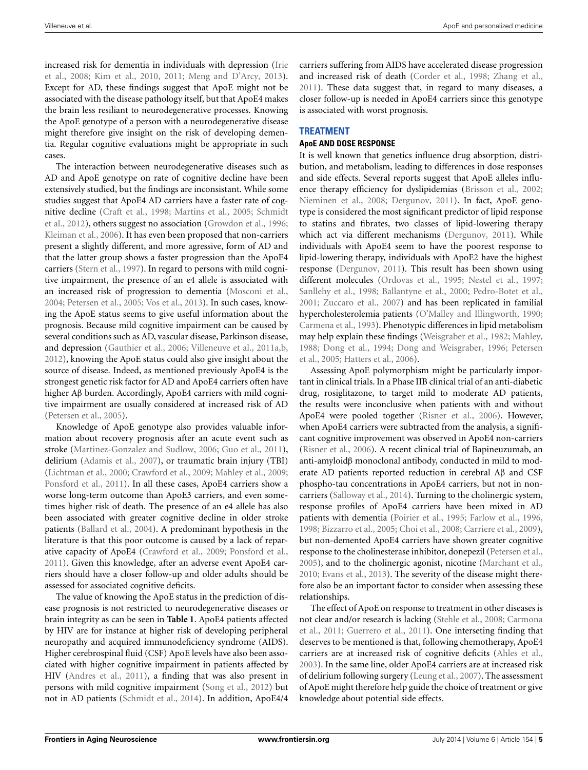increased risk for dementia in individuals with depression (Irie et al., 2008; Kim et al., 2010, 2011; Meng and D'Arcy, 2013). Except for AD, these findings suggest that ApoE might not be associated with the disease pathology itself, but that ApoE4 makes the brain less resiliant to neurodegenerative processes. Knowing the ApoE genotype of a person with a neurodegenerative disease might therefore give insight on the risk of developing dementia. Regular cognitive evaluations might be appropriate in such cases.

The interaction between neurodegenerative diseases such as AD and ApoE genotype on rate of cognitive decline have been extensively studied, but the findings are inconsistant. While some studies suggest that ApoE4 AD carriers have a faster rate of cognitive decline (Craft et al., 1998; Martins et al., 2005; Schmidt et al., 2012), others suggest no association (Growdon et al., 1996; Kleiman et al., 2006). It has even been proposed that non-carriers present a slightly different, and more agressive, form of AD and that the latter group shows a faster progression than the ApoE4 carriers (Stern et al., 1997). In regard to persons with mild cognitive impairment, the presence of an e4 allele is associated with an increased risk of progression to dementia (Mosconi et al., 2004; Petersen et al., 2005; Vos et al., 2013). In such cases, knowing the ApoE status seems to give useful information about the prognosis. Because mild cognitive impairment can be caused by several conditions such as AD, vascular disease, Parkinson disease, and depression (Gauthier et al., 2006; Villeneuve et al., 2011a,b, 2012), knowing the ApoE status could also give insight about the source of disease. Indeed, as mentioned previously ApoE4 is the strongest genetic risk factor for AD and ApoE4 carriers often have higher Aβ burden. Accordingly, ApoE4 carriers with mild cognitive impairment are usually considered at increased risk of AD (Petersen et al., 2005).

Knowledge of ApoE genotype also provides valuable information about recovery prognosis after an acute event such as stroke (Martinez-Gonzalez and Sudlow, 2006; Guo et al., 2011), delirium (Adamis et al., 2007), or traumatic brain injury (TBI) (Lichtman et al., 2000; Crawford et al., 2009; Mahley et al., 2009; Ponsford et al., 2011). In all these cases, ApoE4 carriers show a worse long-term outcome than ApoE3 carriers, and even sometimes higher risk of death. The presence of an e4 allele has also been associated with greater cognitive decline in older stroke patients (Ballard et al., 2004). A predominant hypothesis in the literature is that this poor outcome is caused by a lack of reparative capacity of ApoE4 (Crawford et al., 2009; Ponsford et al., 2011). Given this knowledge, after an adverse event ApoE4 carriers should have a closer follow-up and older adults should be assessed for associated cognitive deficits.

The value of knowing the ApoE status in the prediction of disease prognosis is not restricted to neurodegenerative diseases or brain integrity as can be seen in **Table 1**. ApoE4 patients affected by HIV are for instance at higher risk of developing peripheral neuropathy and acquired immunodeficiency syndrome (AIDS). Higher cerebrospinal fluid (CSF) ApoE levels have also been associated with higher cognitive impairment in patients affected by HIV (Andres et al., 2011), a finding that was also present in persons with mild cognitive impairment (Song et al., 2012) but not in AD patients (Schmidt et al., 2014). In addition, ApoE4/4 carriers suffering from AIDS have accelerated disease progression and increased risk of death (Corder et al., 1998; Zhang et al., 2011). These data suggest that, in regard to many diseases, a closer follow-up is needed in ApoE4 carriers since this genotype is associated with worst prognosis.

## TREATMENT

### ApoE AND DOSE RESPONSE

It is well known that genetics influence drug absorption, distribution, and metabolism, leading to differences in dose responses and side effects. Several reports suggest that ApoE alleles influence therapy efficiency for dyslipidemias (Brisson et al., 2002; Nieminen et al., 2008; Dergunov, 2011). In fact, ApoE genotype is considered the most significant predictor of lipid response to statins and fibrates, two classes of lipid-lowering therapy which act via different mechanisms (Dergunov, 2011). While individuals with ApoE4 seem to have the poorest response to lipid-lowering therapy, individuals with ApoE2 have the highest response (Dergunov, 2011). This result has been shown using different molecules (Ordovas et al., 1995; Nestel et al., 1997; Sanllehy et al., 1998; Ballantyne et al., 2000; Pedro-Botet et al., 2001; Zuccaro et al., 2007) and has been replicated in familial hypercholesterolemia patients (O'Malley and Illingworth, 1990; Carmena et al., 1993). Phenotypic differences in lipid metabolism may help explain these findings (Weisgraber et al., 1982; Mahley, 1988; Dong et al., 1994; Dong and Weisgraber, 1996; Petersen et al., 2005; Hatters et al., 2006).

Assessing ApoE polymorphism might be particularly important in clinical trials. In a Phase IIB clinical trial of an anti-diabetic drug, rosiglitazone, to target mild to moderate AD patients, the results were inconclusive when patients with and without ApoE4 were pooled together (Risner et al., 2006). However, when ApoE4 carriers were subtracted from the analysis, a significant cognitive improvement was observed in ApoE4 non-carriers (Risner et al., 2006). A recent clinical trial of Bapineuzumab, an anti-amyloidβ monoclonal antibody, conducted in mild to moderate AD patients reported reduction in cerebral Aβ and CSF phospho-tau concentrations in ApoE4 carriers, but not in non-carriers (Salloway et al., 2014). Turning to the cholinergic system, response profiles of ApoE4 carriers have been mixed in AD patients with dementia (Poirier et al., 1995; Farlow et al., 1996, 1998; Bizzarro et al., 2005; Choi et al., 2008; Carriere et al., 2009), but non-demented ApoE4 carriers have shown greater cognitive response to the cholinesterase inhibitor, donepezil (Petersen et al., 2005), and to the cholinergic agonist, nicotine (Marchant et al., 2010; Evans et al., 2013). The severity of the disease might therefore also be an important factor to consider when assessing these relationships.

The effect of ApoE on response to treatment in other diseases is not clear and/or research is lacking (Stehle et al., 2008; Carmona et al., 2011; Guerrero et al., 2011). One interseting finding that deserves to be mentioned is that, following chemotherapy, ApoE4 carriers are at increased risk of cognitive deficits (Ahles et al., 2003). In the same line, older ApoE4 carriers are at increased risk of delirium following surgery (Leung et al., 2007). The assessment of ApoE might therefore help guide the choice of treatment or give knowledge about potential side effects.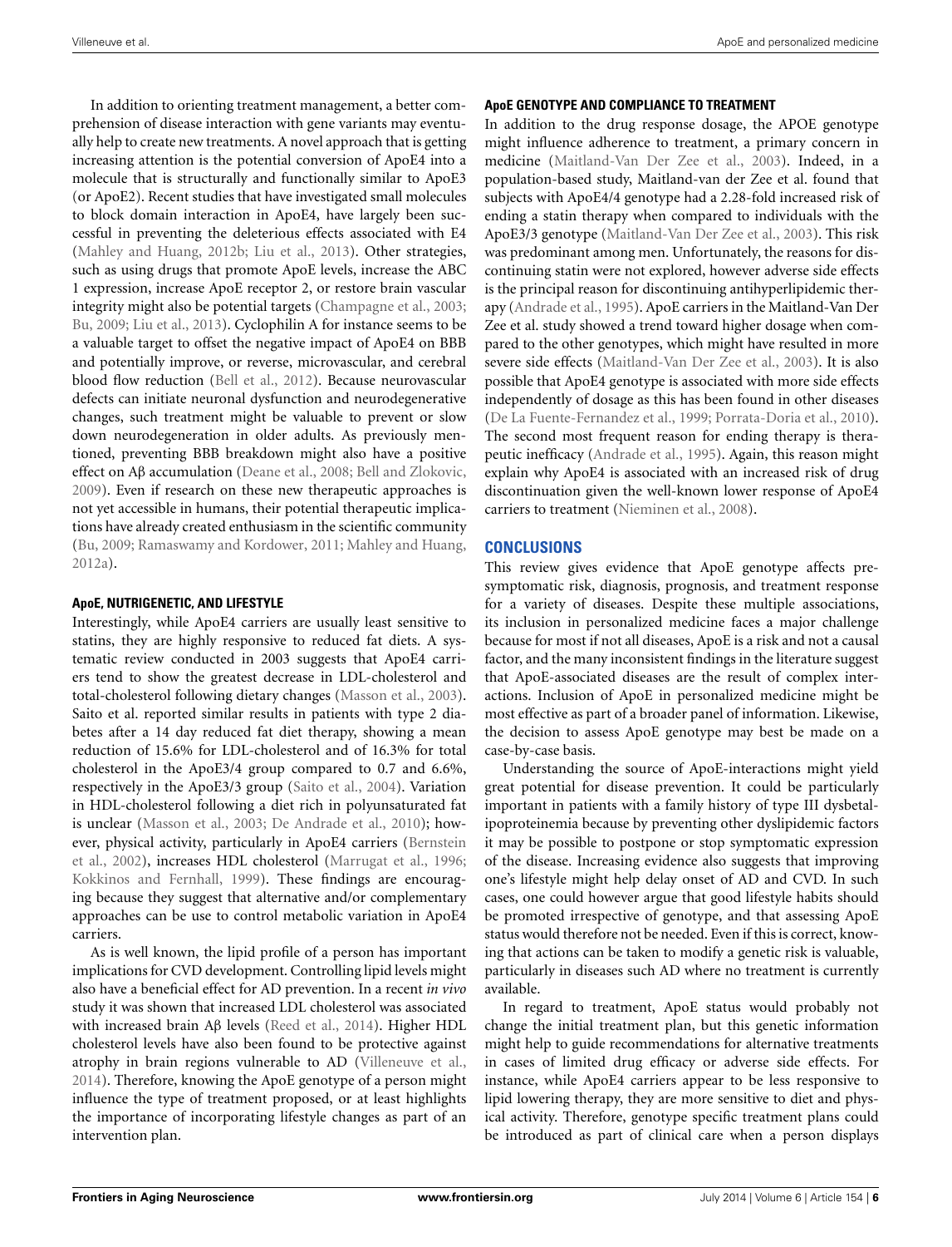In addition to orienting treatment management, a better comprehension of disease interaction with gene variants may eventually help to create new treatments. A novel approach that is getting increasing attention is the potential conversion of ApoE4 into a molecule that is structurally and functionally similar to ApoE3 (or ApoE2). Recent studies that have investigated small molecules to block domain interaction in ApoE4, have largely been successful in preventing the deleterious effects associated with E4 (Mahley and Huang, 2012b; Liu et al., 2013). Other strategies, such as using drugs that promote ApoE levels, increase the ABC 1 expression, increase ApoE receptor 2, or restore brain vascular integrity might also be potential targets (Champagne et al., 2003; Bu, 2009; Liu et al., 2013). Cyclophilin A for instance seems to be a valuable target to offset the negative impact of ApoE4 on BBB and potentially improve, or reverse, microvascular, and cerebral blood flow reduction (Bell et al., 2012). Because neurovascular defects can initiate neuronal dysfunction and neurodegenerative changes, such treatment might be valuable to prevent or slow down neurodegeneration in older adults. As previously mentioned, preventing BBB breakdown might also have a positive effect on Aβ accumulation (Deane et al., 2008; Bell and Zlokovic, 2009). Even if research on these new therapeutic approaches is not yet accessible in humans, their potential therapeutic implications have already created enthusiasm in the scientific community (Bu, 2009; Ramaswamy and Kordower, 2011; Mahley and Huang, 2012a).

#### ApoE, NUTRIGENETIC, AND LIFESTYLE

Interestingly, while ApoE4 carriers are usually least sensitive to statins, they are highly responsive to reduced fat diets. A systematic review conducted in 2003 suggests that ApoE4 carriers tend to show the greatest decrease in LDL-cholesterol and total-cholesterol following dietary changes (Masson et al., 2003). Saito et al. reported similar results in patients with type 2 diabetes after a 14 day reduced fat diet therapy, showing a mean reduction of 15.6% for LDL-cholesterol and of 16.3% for total cholesterol in the ApoE3/4 group compared to 0.7 and 6.6%, respectively in the ApoE3/3 group (Saito et al., 2004). Variation in HDL-cholesterol following a diet rich in polyunsaturated fat is unclear (Masson et al., 2003; De Andrade et al., 2010); however, physical activity, particularly in ApoE4 carriers (Bernstein et al., 2002), increases HDL cholesterol (Marrugat et al., 1996; Kokkinos and Fernhall, 1999). These findings are encouraging because they suggest that alternative and/or complementary approaches can be use to control metabolic variation in ApoE4 carriers.

As is well known, the lipid profile of a person has important implications for CVD development. Controlling lipid levels might also have a beneficial effect for AD prevention. In a recent *in vivo* study it was shown that increased LDL cholesterol was associated with increased brain Aβ levels (Reed et al., 2014). Higher HDL cholesterol levels have also been found to be protective against atrophy in brain regions vulnerable to AD (Villeneuve et al., 2014). Therefore, knowing the ApoE genotype of a person might influence the type of treatment proposed, or at least highlights the importance of incorporating lifestyle changes as part of an intervention plan.

#### ApoE GENOTYPE AND COMPLIANCE TO TREATMENT

In addition to the drug response dosage, the APOE genotype might influence adherence to treatment, a primary concern in medicine (Maitland-Van Der Zee et al., 2003). Indeed, in a population-based study, Maitland-van der Zee et al. found that subjects with ApoE4/4 genotype had a 2.28-fold increased risk of ending a statin therapy when compared to individuals with the ApoE3/3 genotype (Maitland-Van Der Zee et al., 2003). This risk was predominant among men. Unfortunately, the reasons for discontinuing statin were not explored, however adverse side effects is the principal reason for discontinuing antihyperlipidemic therapy (Andrade et al., 1995). ApoE carriers in the Maitland-Van Der Zee et al. study showed a trend toward higher dosage when compared to the other genotypes, which might have resulted in more severe side effects (Maitland-Van Der Zee et al., 2003). It is also possible that ApoE4 genotype is associated with more side effects independently of dosage as this has been found in other diseases (De La Fuente-Fernandez et al., 1999; Porrata-Doria et al., 2010). The second most frequent reason for ending therapy is therapeutic inefficacy (Andrade et al., 1995). Again, this reason might explain why ApoE4 is associated with an increased risk of drug discontinuation given the well-known lower response of ApoE4 carriers to treatment (Nieminen et al., 2008).

### CONCLUSIONS

This review gives evidence that ApoE genotype affects presymptomatic risk, diagnosis, prognosis, and treatment response for a variety of diseases. Despite these multiple associations, its inclusion in personalized medicine faces a major challenge because for most if not all diseases, ApoE is a risk and not a causal factor, and the many inconsistent findings in the literature suggest that ApoE-associated diseases are the result of complex interactions. Inclusion of ApoE in personalized medicine might be most effective as part of a broader panel of information. Likewise, the decision to assess ApoE genotype may best be made on a case-by-case basis.

Understanding the source of ApoE-interactions might yield great potential for disease prevention. It could be particularly important in patients with a family history of type III dysbetalipoproteinemia because by preventing other dyslipidemic factors it may be possible to postpone or stop symptomatic expression of the disease. Increasing evidence also suggests that improving one's lifestyle might help delay onset of AD and CVD. In such cases, one could however argue that good lifestyle habits should be promoted irrespective of genotype, and that assessing ApoE status would therefore not be needed. Even if this is correct, knowing that actions can be taken to modify a genetic risk is valuable, particularly in diseases such AD where no treatment is currently available.

In regard to treatment, ApoE status would probably not change the initial treatment plan, but this genetic information might help to guide recommendations for alternative treatments in cases of limited drug efficacy or adverse side effects. For instance, while ApoE4 carriers appear to be less responsive to lipid lowering therapy, they are more sensitive to diet and physical activity. Therefore, genotype specific treatment plans could be introduced as part of clinical care when a person displays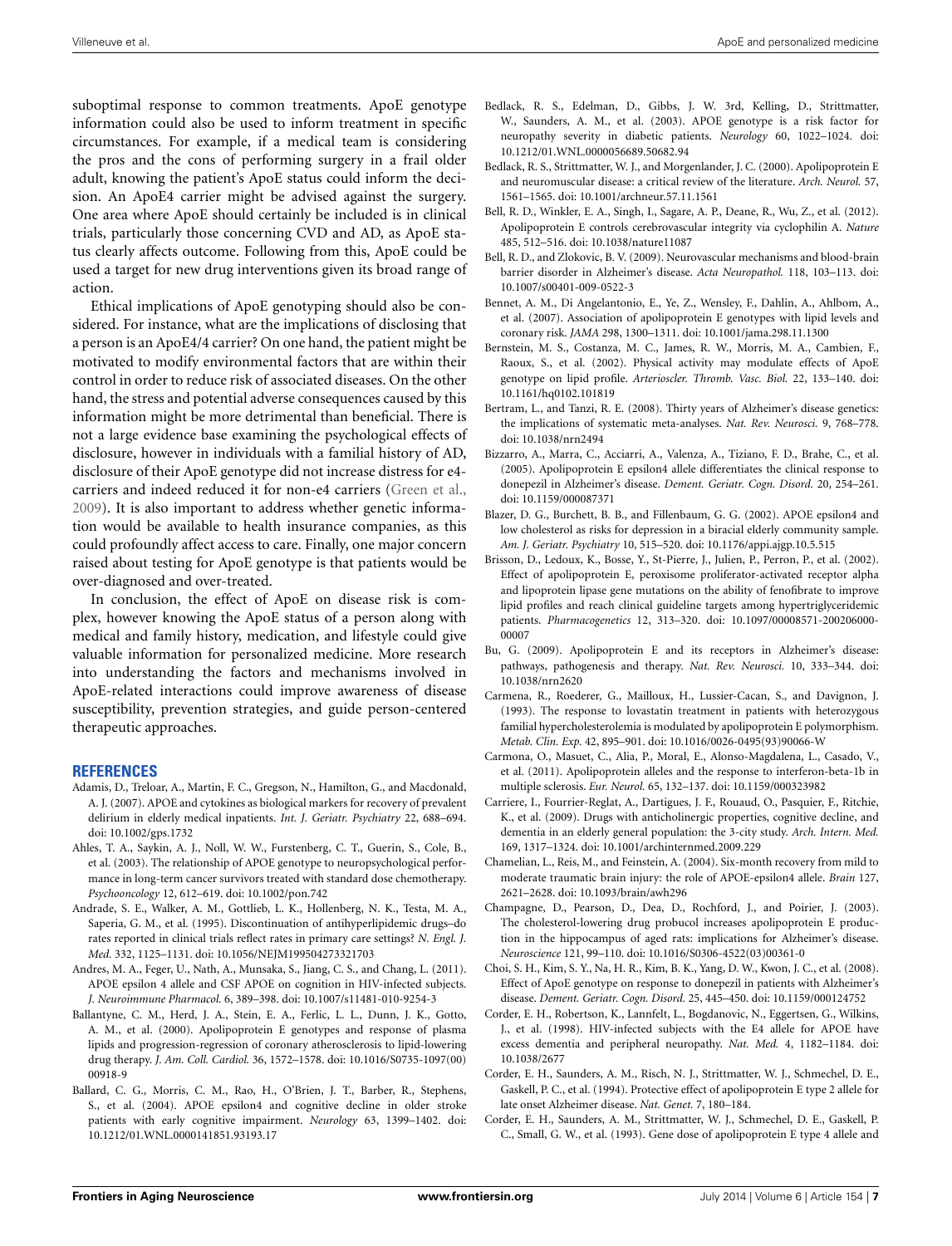suboptimal response to common treatments. ApoE genotype information could also be used to inform treatment in specific circumstances. For example, if a medical team is considering the pros and the cons of performing surgery in a frail older adult, knowing the patient's ApoE status could inform the decision. An ApoE4 carrier might be advised against the surgery. One area where ApoE should certainly be included is in clinical trials, particularly those concerning CVD and AD, as ApoE status clearly affects outcome. Following from this, ApoE could be used a target for new drug interventions given its broad range of action.

Ethical implications of ApoE genotyping should also be considered. For instance, what are the implications of disclosing that a person is an ApoE4/4 carrier? On one hand, the patient might be motivated to modify environmental factors that are within their control in order to reduce risk of associated diseases. On the other hand, the stress and potential adverse consequences caused by this information might be more detrimental than beneficial. There is not a large evidence base examining the psychological effects of disclosure, however in individuals with a familial history of AD, disclosure of their ApoE genotype did not increase distress for e4-carriers and indeed reduced it for non-e4 carriers (Green et al., 2009). It is also important to address whether genetic information would be available to health insurance companies, as this could profoundly affect access to care. Finally, one major concern raised about testing for ApoE genotype is that patients would be over-diagnosed and over-treated.

In conclusion, the effect of ApoE on disease risk is complex, however knowing the ApoE status of a person along with medical and family history, medication, and lifestyle could give valuable information for personalized medicine. More research into understanding the factors and mechanisms involved in ApoE-related interactions could improve awareness of disease susceptibility, prevention strategies, and guide person-centered therapeutic approaches.

## REFERENCES

Adamis, D., Treloar, A., Martin, F. C., Gregson, N., Hamilton, G., and Macdonald, A. J. (2007). APOE and cytokines as biological markers for recovery of prevalent delirium in elderly medical inpatients. *Int. J. Geriatr. Psychiatry* 22, 688–694. doi: 10.1002/gps.1732

Ahles, T. A., Saykin, A. J., Noll, W. W., Furstenberg, C. T., Guerin, S., Cole, B., et al. (2003). The relationship of APOE genotype to neuropsychological performance in long-term cancer survivors treated with standard dose chemotherapy. *Psychooncology* 12, 612–619. doi: 10.1002/pon.742

Andrade, S. E., Walker, A. M., Gottlieb, L. K., Hollenberg, N. K., Testa, M. A., Saperia, G. M., et al. (1995). Discontinuation of antihyperlipidemic drugs–do rates reported in clinical trials reflect rates in primary care settings? *N. Engl. J. Med.* 332, 1125–1131. doi: 10.1056/NEJM199504273321703

Andres, M. A., Feger, U., Nath, A., Munsaka, S., Jiang, C. S., and Chang, L. (2011). APOE epsilon 4 allele and CSF APOE on cognition in HIV-infected subjects. *J. Neuroimmune Pharmacol.* 6, 389–398. doi: 10.1007/s11481-010-9254-3

Ballantyne, C. M., Herd, J. A., Stein, E. A., Ferlic, L. L., Dunn, J. K., Gotto, A. M., et al. (2000). Apolipoprotein E genotypes and response of plasma lipids and progression-regression of coronary atherosclerosis to lipid-lowering drug therapy. *J. Am. Coll. Cardiol.* 36, 1572–1578. doi: 10.1016/S0735-1097(00)00918-9

Ballard, C. G., Morris, C. M., Rao, H., O'Brien, J. T., Barber, R., Stephens, S., et al. (2004). APOE epsilon4 and cognitive decline in older stroke patients with early cognitive impairment. *Neurology* 63, 1399–1402. doi: 10.1212/01.WNL.0000141851.93193.17

Bedlack, R. S., Edelman, D., Gibbs, J. W. 3rd, Kelling, D., Strittmatter, W., Saunders, A. M., et al. (2003). APOE genotype is a risk factor for neuropathy severity in diabetic patients. *Neurology* 60, 1022–1024. doi: 10.1212/01.WNL.0000056689.50682.94

Bedlack, R. S., Strittmatter, W. J., and Morgenlander, J. C. (2000). Apolipoprotein E and neuromuscular disease: a critical review of the literature. *Arch. Neurol.* 57, 1561–1565. doi: 10.1001/archneur.57.11.1561

Bell, R. D., Winkler, E. A., Singh, I., Sagare, A. P., Deane, R., Wu, Z., et al. (2012). Apolipoprotein E controls cerebrovascular integrity via cyclophilin A. *Nature* 485, 512–516. doi: 10.1038/nature11087

Bell, R. D., and Zlokovic, B. V. (2009). Neurovascular mechanisms and blood-brain barrier disorder in Alzheimer's disease. *Acta Neuropathol.* 118, 103–113. doi: 10.1007/s00401-009-0522-3

Bennet, A. M., Di Angelantonio, E., Ye, Z., Wensley, F., Dahlin, A., Ahlbom, A., et al. (2007). Association of apolipoprotein E genotypes with lipid levels and coronary risk. *JAMA* 298, 1300–1311. doi: 10.1001/jama.298.11.1300

Bernstein, M. S., Costanza, M. C., James, R. W., Morris, M. A., Cambien, F., Raoux, S., et al. (2002). Physical activity may modulate effects of ApoE genotype on lipid profile. *Arterioscler. Thromb. Vasc. Biol.* 22, 133–140. doi: 10.1161/hq0102.101819

Bertram, L., and Tanzi, R. E. (2008). Thirty years of Alzheimer's disease genetics: the implications of systematic meta-analyses. *Nat. Rev. Neurosci.* 9, 768–778. doi: 10.1038/nrn2494

Bizzarro, A., Marra, C., Acciarri, A., Valenza, A., Tiziano, F. D., Brahe, C., et al. (2005). Apolipoprotein E epsilon4 allele differentiates the clinical response to donepezil in Alzheimer's disease. *Dement. Geriatr. Cogn. Disord.* 20, 254–261. doi: 10.1159/000087371

Blazer, D. G., Burchett, B. B., and Fillenbaum, G. G. (2002). APOE epsilon4 and low cholesterol as risks for depression in a biracial elderly community sample. *Am. J. Geriatr. Psychiatry* 10, 515–520. doi: 10.1176/appi.ajgp.10.5.515

Brisson, D., Ledoux, K., Bosse, Y., St-Pierre, J., Julien, P., Perron, P., et al. (2002). Effect of apolipoprotein E, peroxisome proliferator-activated receptor alpha and lipoprotein lipase gene mutations on the ability of fenofibrate to improve lipid profiles and reach clinical guideline targets among hypertriglyceridemic patients. *Pharmacogenetics* 12, 313–320. doi: 10.1097/00008571-200206000-00007

Bu, G. (2009). Apolipoprotein E and its receptors in Alzheimer's disease: pathways, pathogenesis and therapy. *Nat. Rev. Neurosci.* 10, 333–344. doi: 10.1038/nrn2620

Carmena, R., Roederer, G., Mailloux, H., Lussier-Cacan, S., and Davignon, J. (1993). The response to lovastatin treatment in patients with heterozygous familial hypercholesterolemia is modulated by apolipoprotein E polymorphism. *Metab. Clin. Exp.* 42, 895–901. doi: 10.1016/0026-0495(93)90066-W

Carmona, O., Masuet, C., Alia, P., Moral, E., Alonso-Magdalena, L., Casado, V., et al. (2011). Apolipoprotein alleles and the response to interferon-beta-1b in multiple sclerosis. *Eur. Neurol.* 65, 132–137. doi: 10.1159/000323982

Carriere, I., Fourrier-Reglat, A., Dartigues, J. F., Rouaud, O., Pasquier, F., Ritchie, K., et al. (2009). Drugs with anticholinergic properties, cognitive decline, and dementia in an elderly general population: the 3-city study. *Arch. Intern. Med.* 169, 1317–1324. doi: 10.1001/archinternmed.2009.229

Chamelian, L., Reis, M., and Feinstein, A. (2004). Six-month recovery from mild to moderate traumatic brain injury: the role of APOE-epsilon4 allele. *Brain* 127, 2621–2628. doi: 10.1093/brain/awh296

Champagne, D., Pearson, D., Dea, D., Rochford, J., and Poirier, J. (2003). The cholesterol-lowering drug probucol increases apolipoprotein E production in the hippocampus of aged rats: implications for Alzheimer's disease. *Neuroscience* 121, 99–110. doi: 10.1016/S0306-4522(03)00361-0

Choi, S. H., Kim, S. Y., Na, H. R., Kim, B. K., Yang, D. W., Kwon, J. C., et al. (2008). Effect of ApoE genotype on response to donepezil in patients with Alzheimer's disease. *Dement. Geriatr. Cogn. Disord.* 25, 445–450. doi: 10.1159/000124752

Corder, E. H., Robertson, K., Lannfelt, L., Bogdanovic, N., Eggertsen, G., Wilkins, J., et al. (1998). HIV-infected subjects with the E4 allele for APOE have excess dementia and peripheral neuropathy. *Nat. Med.* 4, 1182–1184. doi: 10.1038/2677

Corder, E. H., Saunders, A. M., Risch, N. J., Strittmatter, W. J., Schmechel, D. E., Gaskell, P. C., et al. (1994). Protective effect of apolipoprotein E type 2 allele for late onset Alzheimer disease. *Nat. Genet.* 7, 180–184.

Corder, E. H., Saunders, A. M., Strittmatter, W. J., Schmechel, D. E., Gaskell, P. C., Small, G. W., et al. (1993). Gene dose of apolipoprotein E type 4 allele and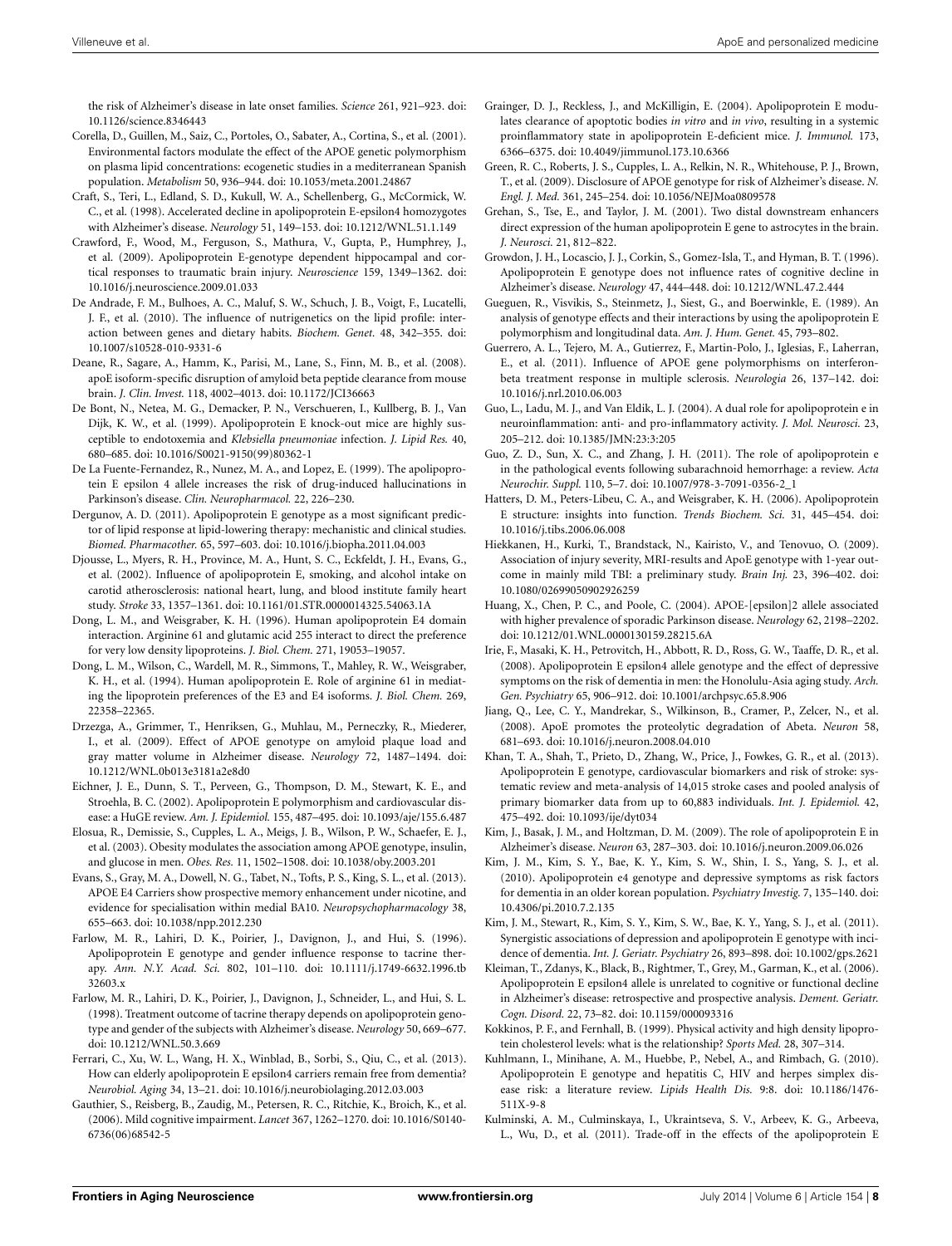the risk of Alzheimer's disease in late onset families. *Science* 261, 921–923. doi: 10.1126/science.8346443

Corella, D., Guillen, M., Saiz, C., Portoles, O., Sabater, A., Cortina, S., et al. (2001). Environmental factors modulate the effect of the APOE genetic polymorphism on plasma lipid concentrations: ecogenetic studies in a mediterranean Spanish population. *Metabolism* 50, 936–944. doi: 10.1053/meta.2001.24867

Craft, S., Teri, L., Edland, S. D., Kukull, W. A., Schellenberg, G., McCormick, W. C., et al. (1998). Accelerated decline in apolipoprotein E-epsilon4 homozygotes with Alzheimer's disease. *Neurology* 51, 149–153. doi: 10.1212/WNL.51.1.149

Crawford, F., Wood, M., Ferguson, S., Mathura, V., Gupta, P., Humphrey, J., et al. (2009). Apolipoprotein E-genotype dependent hippocampal and cortical responses to traumatic brain injury. *Neuroscience* 159, 1349–1362. doi: 10.1016/j.neuroscience.2009.01.033

De Andrade, F. M., Bulhoes, A. C., Maluf, S. W., Schuch, J. B., Voigt, F., Lucatelli, J. F., et al. (2010). The influence of nutrigenetics on the lipid profile: interaction between genes and dietary habits. *Biochem. Genet.* 48, 342–355. doi: 10.1007/s10528-010-9331-6

Deane, R., Sagare, A., Hamm, K., Parisi, M., Lane, S., Finn, M. B., et al. (2008). apoE isoform-specific disruption of amyloid beta peptide clearance from mouse brain. *J. Clin. Invest.* 118, 4002–4013. doi: 10.1172/JCI36663

De Bont, N., Netea, M. G., Demacker, P. N., Verschueren, I., Kullberg, B. J., Van Dijk, K. W., et al. (1999). Apolipoprotein E knock-out mice are highly susceptible to endotoxemia and *Klebsiella pneumoniae* infection. *J. Lipid Res.* 40, 680–685. doi: 10.1016/S0021-9150(99)80362-1

De La Fuente-Fernandez, R., Nunez, M. A., and Lopez, E. (1999). The apolipoprotein E epsilon 4 allele increases the risk of drug-induced hallucinations in Parkinson's disease. *Clin. Neuropharmacol.* 22, 226–230.

Dergunov, A. D. (2011). Apolipoprotein E genotype as a most significant predictor of lipid response at lipid-lowering therapy: mechanistic and clinical studies. *Biomed. Pharmacother.* 65, 597–603. doi: 10.1016/j.biopha.2011.04.003

Djousse, L., Myers, R. H., Province, M. A., Hunt, S. C., Eckfeldt, J. H., Evans, G., et al. (2002). Influence of apolipoprotein E, smoking, and alcohol intake on carotid atherosclerosis: national heart, lung, and blood institute family heart study. *Stroke* 33, 1357–1361. doi: 10.1161/01.STR.0000014325.54063.1A

Dong, L. M., and Weisgraber, K. H. (1996). Human apolipoprotein E4 domain interaction. Arginine 61 and glutamic acid 255 interact to direct the preference for very low density lipoproteins. *J. Biol. Chem.* 271, 19053–19057.

Dong, L. M., Wilson, C., Wardell, M. R., Simmons, T., Mahley, R. W., Weisgraber, K. H., et al. (1994). Human apolipoprotein E. Role of arginine 61 in mediating the lipoprotein preferences of the E3 and E4 isoforms. *J. Biol. Chem.* 269, 22358–22365.

Drzezga, A., Grimmer, T., Henriksen, G., Muhlau, M., Perneczky, R., Miederer, I., et al. (2009). Effect of APOE genotype on amyloid plaque load and gray matter volume in Alzheimer disease. *Neurology* 72, 1487–1494. doi: 10.1212/WNL.0b013e3181a2e8d0

Eichner, J. E., Dunn, S. T., Perveen, G., Thompson, D. M., Stewart, K. E., and Stroehla, B. C. (2002). Apolipoprotein E polymorphism and cardiovascular disease: a HuGE review. *Am. J. Epidemiol.* 155, 487–495. doi: 10.1093/aje/155.6.487

Elosua, R., Demissie, S., Cupples, L. A., Meigs, J. B., Wilson, P. W., Schaefer, E. J., et al. (2003). Obesity modulates the association among APOE genotype, insulin, and glucose in men. *Obes. Res.* 11, 1502–1508. doi: 10.1038/oby.2003.201

Evans, S., Gray, M. A., Dowell, N. G., Tabet, N., Tofts, P. S., King, S. L., et al. (2013). APOE E4 Carriers show prospective memory enhancement under nicotine, and evidence for specialisation within medial BA10. *Neuropsychopharmacology* 38, 655–663. doi: 10.1038/npp.2012.230

Farlow, M. R., Lahiri, D. K., Poirier, J., Davignon, J., and Hui, S. (1996). Apolipoprotein E genotype and gender influence response to tacrine therapy. *Ann. N.Y. Acad. Sci.* 802, 101–110. doi: 10.1111/j.1749-6632.1996.tb32603.x

Farlow, M. R., Lahiri, D. K., Poirier, J., Davignon, J., Schneider, L., and Hui, S. L. (1998). Treatment outcome of tacrine therapy depends on apolipoprotein genotype and gender of the subjects with Alzheimer's disease. *Neurology* 50, 669–677. doi: 10.1212/WNL.50.3.669

Ferrari, C., Xu, W. L., Wang, H. X., Winblad, B., Sorbi, S., Qiu, C., et al. (2013). How can elderly apolipoprotein E epsilon4 carriers remain free from dementia? *Neurobiol. Aging* 34, 13–21. doi: 10.1016/j.neurobiolaging.2012.03.003

Gauthier, S., Reisberg, B., Zaudig, M., Petersen, R. C., Ritchie, K., Broich, K., et al. (2006). Mild cognitive impairment. *Lancet* 367, 1262–1270. doi: 10.1016/S0140-6736(06)68542-5

Grainger, D. J., Reckless, J., and McKilligin, E. (2004). Apolipoprotein E modulates clearance of apoptotic bodies *in vitro* and *in vivo*, resulting in a systemic proinflammatory state in apolipoprotein E-deficient mice. *J. Immunol.* 173, 6366–6375. doi: 10.4049/jimmunol.173.10.6366

Green, R. C., Roberts, J. S., Cupples, L. A., Relkin, N. R., Whitehouse, P. J., Brown, T., et al. (2009). Disclosure of APOE genotype for risk of Alzheimer's disease. *N. Engl. J. Med.* 361, 245–254. doi: 10.1056/NEJMoa0809578

Grehan, S., Tse, E., and Taylor, J. M. (2001). Two distal downstream enhancers direct expression of the human apolipoprotein E gene to astrocytes in the brain. *J. Neurosci.* 21, 812–822.

Growdon, J. H., Locascio, J. J., Corkin, S., Gomez-Isla, T., and Hyman, B. T. (1996). Apolipoprotein E genotype does not influence rates of cognitive decline in Alzheimer's disease. *Neurology* 47, 444–448. doi: 10.1212/WNL.47.2.444

Gueguen, R., Visvikis, S., Steinmetz, J., Siest, G., and Boerwinkle, E. (1989). An analysis of genotype effects and their interactions by using the apolipoprotein E polymorphism and longitudinal data. *Am. J. Hum. Genet.* 45, 793–802.

Guerrero, A. L., Tejero, M. A., Gutierrez, F., Martin-Polo, J., Iglesias, F., Laherran, E., et al. (2011). Influence of APOE gene polymorphisms on interferon-beta treatment response in multiple sclerosis. *Neurologia* 26, 137–142. doi: 10.1016/j.nrl.2010.06.003

Guo, L., Ladu, M. J., and Van Eldik, L. J. (2004). A dual role for apolipoprotein e in neuroinflammation: anti- and pro-inflammatory activity. *J. Mol. Neurosci.* 23, 205–212. doi: 10.1385/JMN:23:3:205

Guo, Z. D., Sun, X. C., and Zhang, J. H. (2011). The role of apolipoprotein e in the pathological events following subarachnoid hemorrhage: a review. *Acta Neurochir. Suppl.* 110, 5–7. doi: 10.1007/978-3-7091-0356-2_1

Hatters, D. M., Peters-Libeu, C. A., and Weisgraber, K. H. (2006). Apolipoprotein E structure: insights into function. *Trends Biochem. Sci.* 31, 445–454. doi: 10.1016/j.tibs.2006.06.008

Hiekkanen, H., Kurki, T., Brandstack, N., Kairisto, V., and Tenovuo, O. (2009). Association of injury severity, MRI-results and ApoE genotype with 1-year outcome in mainly mild TBI: a preliminary study. *Brain Inj.* 23, 396–402. doi: 10.1080/02699050902926259

Huang, X., Chen, P. C., and Poole, C. (2004). APOE-[epsilon]2 allele associated with higher prevalence of sporadic Parkinson disease. *Neurology* 62, 2198–2202. doi: 10.1212/01.WNL.0000130159.28215.6A

Irie, F., Masaki, K. H., Petrovitch, H., Abbott, R. D., Ross, G. W., Taaffe, D. R., et al. (2008). Apolipoprotein E epsilon4 allele genotype and the effect of depressive symptoms on the risk of dementia in men: the Honolulu-Asia aging study. *Arch. Gen. Psychiatry* 65, 906–912. doi: 10.1001/archpsyc.65.8.906

Jiang, Q., Lee, C. Y., Mandrekar, S., Wilkinson, B., Cramer, P., Zelcer, N., et al. (2008). ApoE promotes the proteolytic degradation of Abeta. *Neuron* 58, 681–693. doi: 10.1016/j.neuron.2008.04.010

Khan, T. A., Shah, T., Prieto, D., Zhang, W., Price, J., Fowkes, G. R., et al. (2013). Apolipoprotein E genotype, cardiovascular biomarkers and risk of stroke: systematic review and meta-analysis of 14,015 stroke cases and pooled analysis of primary biomarker data from up to 60,883 individuals. *Int. J. Epidemiol.* 42, 475–492. doi: 10.1093/ije/dyt034

Kim, J., Basak, J. M., and Holtzman, D. M. (2009). The role of apolipoprotein E in Alzheimer's disease. *Neuron* 63, 287–303. doi: 10.1016/j.neuron.2009.06.026

Kim, J. M., Kim, S. Y., Bae, K. Y., Kim, S. W., Shin, I. S., Yang, S. J., et al. (2010). Apolipoprotein e4 genotype and depressive symptoms as risk factors for dementia in an older korean population. *Psychiatry Investig.* 7, 135–140. doi: 10.4306/pi.2010.7.2.135

Kim, J. M., Stewart, R., Kim, S. Y., Kim, S. W., Bae, K. Y., Yang, S. J., et al. (2011). Synergistic associations of depression and apolipoprotein E genotype with incidence of dementia. *Int. J. Geriatr. Psychiatry* 26, 893–898. doi: 10.1002/gps.2621

Kleiman, T., Zdanys, K., Black, B., Rightmer, T., Grey, M., Garman, K., et al. (2006). Apolipoprotein E epsilon4 allele is unrelated to cognitive or functional decline in Alzheimer's disease: retrospective and prospective analysis. *Dement. Geriatr. Cogn. Disord.* 22, 73–82. doi: 10.1159/000093316

Kokkinos, P. F., and Fernhall, B. (1999). Physical activity and high density lipoprotein cholesterol levels: what is the relationship? *Sports Med.* 28, 307–314.

Kuhlmann, I., Minihane, A. M., Huebbe, P., Nebel, A., and Rimbach, G. (2010). Apolipoprotein E genotype and hepatitis C, HIV and herpes simplex disease risk: a literature review. *Lipids Health Dis.* 9:8. doi: 10.1186/1476-511X-9-8

Kulminski, A. M., Culminskaya, I., Ukraintseva, S. V., Arbeev, K. G., Arbeeva, L., Wu, D., et al. (2011). Trade-off in the effects of the apolipoprotein E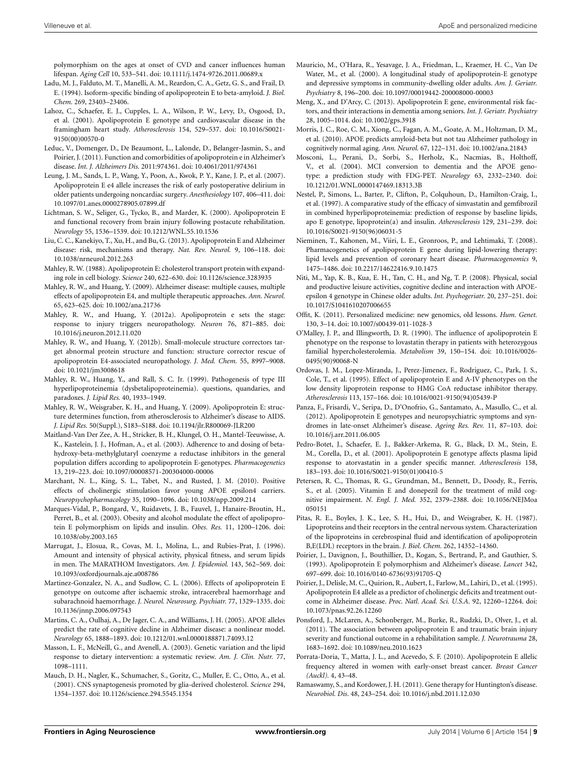polymorphism on the ages at onset of CVD and cancer influences human lifespan. *Aging Cell* 10, 533–541. doi: 10.1111/j.1474-9726.2011.00689.x

Ladu, M. J., Falduto, M. T., Manelli, A. M., Reardon, C. A., Getz, G. S., and Frail, D. E. (1994). Isoform-specific binding of apolipoprotein E to beta-amyloid. *J. Biol. Chem.* 269, 23403–23406.

Lahoz, C., Schaefer, E. J., Cupples, L. A., Wilson, P. W., Levy, D., Osgood, D., et al. (2001). Apolipoprotein E genotype and cardiovascular disease in the framingham heart study. *Atherosclerosis* 154, 529–537. doi: 10.1016/S0021-9150(00)00570-0

Leduc, V., Domenger, D., De Beaumont, L., Lalonde, D., Belanger-Jasmin, S., and Poirier, J. (2011). Function and comorbidities of apolipoprotein e in Alzheimer's disease. *Int. J. Alzheimers Dis.* 2011:974361. doi: 10.4061/2011/974361

Leung, J. M., Sands, L. P., Wang, Y., Poon, A., Kwok, P. Y., Kane, J. P., et al. (2007). Apolipoprotein E e4 allele increases the risk of early postoperative delirium in older patients undergoing noncardiac surgery. *Anesthesiology* 107, 406–411. doi: 10.1097/01.anes.0000278905.07899.df

Lichtman, S. W., Seliger, G., Tycko, B., and Marder, K. (2000). Apolipoprotein E and functional recovery from brain injury following postacute rehabilitation. *Neurology* 55, 1536–1539. doi: 10.1212/WNL.55.10.1536

Liu, C. C., Kanekiyo, T., Xu, H., and Bu, G. (2013). Apolipoprotein E and Alzheimer disease: risk, mechanisms and therapy. *Nat. Rev. Neurol.* 9, 106–118. doi: 10.1038/nrneurol.2012.263

Mahley, R. W. (1988). Apolipoprotein E: cholesterol transport protein with expanding role in cell biology. *Science* 240, 622–630. doi: 10.1126/science.3283935

Mahley, R. W., and Huang, Y. (2009). Alzheimer disease: multiple causes, multiple effects of apolipoprotein E4, and multiple therapeutic approaches. *Ann. Neurol.* 65, 623–625. doi: 10.1002/ana.21736

Mahley, R. W., and Huang, Y. (2012a). Apolipoprotein e sets the stage: response to injury triggers neuropathology. *Neuron* 76, 871–885. doi: 10.1016/j.neuron.2012.11.020

Mahley, R. W., and Huang, Y. (2012b). Small-molecule structure correctors target abnormal protein structure and function: structure corrector rescue of apolipoprotein E4-associated neuropathology. *J. Med. Chem.* 55, 8997–9008. doi: 10.1021/jm3008618

Mahley, R. W., Huang, Y., and Rall, S. C. Jr. (1999). Pathogenesis of type III hyperlipoproteinemia (dysbetalipoproteinemia). questions, quandaries, and paradoxes. *J. Lipid Res.* 40, 1933–1949.

Mahley, R. W., Weisgraber, K. H., and Huang, Y. (2009). Apolipoprotein E: structure determines function, from atherosclerosis to Alzheimer's disease to AIDS. *J. Lipid Res.* 50(Suppl.), S183–S188. doi: 10.1194/jlr.R800069-JLR200

Maitland-Van Der Zee, A. H., Stricker, B. H., Klungel, O. H., Mantel-Teeuwisse, A. K., Kastelein, J. J., Hofman, A., et al. (2003). Adherence to and dosing of beta-hydroxy-beta-methylglutaryl coenzyme a reductase inhibitors in the general population differs according to apolipoprotein E-genotypes. *Pharmacogenetics* 13, 219–223. doi: 10.1097/00008571-200304000-00006

Marchant, N. L., King, S. L., Tabet, N., and Rusted, J. M. (2010). Positive effects of cholinergic stimulation favor young APOE epsilon4 carriers. *Neuropsychopharmacology* 35, 1090–1096. doi: 10.1038/npp.2009.214

Marques-Vidal, P., Bongard, V., Ruidavets, J. B., Fauvel, J., Hanaire-Broutin, H., Perret, B., et al. (2003). Obesity and alcohol modulate the effect of apolipoprotein E polymorphism on lipids and insulin. *Obes. Res.* 11, 1200–1206. doi: 10.1038/oby.2003.165

Marrugat, J., Elosua, R., Covas, M. I., Molina, L., and Rubies-Prat, J. (1996). Amount and intensity of physical activity, physical fitness, and serum lipids in men. The MARATHOM Investigators. *Am. J. Epidemiol.* 143, 562–569. doi: 10.1093/oxfordjournals.aje.a008786

Martinez-Gonzalez, N. A., and Sudlow, C. L. (2006). Effects of apolipoprotein E genotype on outcome after ischaemic stroke, intracerebral haemorrhage and subarachnoid haemorrhage. *J. Neurol. Neurosurg. Psychiatr.* 77, 1329–1335. doi: 10.1136/jnnp.2006.097543

Martins, C. A., Oulhaj, A., De Jager, C. A., and Williams, J. H. (2005). APOE alleles predict the rate of cognitive decline in Alzheimer disease: a nonlinear model. *Neurology* 65, 1888–1893. doi: 10.1212/01.wnl.0000188871.74093.12

Masson, L. F., McNeill, G., and Avenell, A. (2003). Genetic variation and the lipid response to dietary intervention: a systematic review. *Am. J. Clin. Nutr.* 77, 1098–1111.

Mauch, D. H., Nagler, K., Schumacher, S., Goritz, C., Muller, E. C., Otto, A., et al. (2001). CNS synaptogenesis promoted by glia-derived cholesterol. *Science* 294, 1354–1357. doi: 10.1126/science.294.5545.1354

Mauricio, M., O'Hara, R., Yesavage, J. A., Friedman, L., Kraemer, H. C., Van De Water, M., et al. (2000). A longitudinal study of apolipoprotein-E genotype and depressive symptoms in community-dwelling older adults. *Am. J. Geriatr. Psychiatry* 8, 196–200. doi: 10.1097/00019442-200008000-00003

Meng, X., and D'Arcy, C. (2013). Apolipoprotein E gene, environmental risk factors, and their interactions in dementia among seniors. *Int. J. Geriatr. Psychiatry* 28, 1005–1014. doi: 10.1002/gps.3918

Morris, J. C., Roe, C. M., Xiong, C., Fagan, A. M., Goate, A. M., Holtzman, D. M., et al. (2010). APOE predicts amyloid-beta but not tau Alzheimer pathology in cognitively normal aging. *Ann. Neurol.* 67, 122–131. doi: 10.1002/ana.21843

Mosconi, L., Perani, D., Sorbi, S., Herholz, K., Nacmias, B., Holthoff, V., et al. (2004). MCI conversion to dementia and the APOE genotype: a prediction study with FDG-PET. *Neurology* 63, 2332–2340. doi: 10.1212/01.WNL.0000147469.18313.3B

Nestel, P., Simons, L., Barter, P., Clifton, P., Colquhoun, D., Hamilton-Craig, I., et al. (1997). A comparative study of the efficacy of simvastatin and gemfibrozil in combined hyperlipoproteinemia: prediction of response by baseline lipids, apo E genotype, lipoprotein(a) and insulin. *Atherosclerosis* 129, 231–239. doi: 10.1016/S0021-9150(96)06031-5

Nieminen, T., Kahonen, M., Viiri, L. E., Gronroos, P., and Lehtimaki, T. (2008). Pharmacogenetics of apolipoprotein E gene during lipid-lowering therapy: lipid levels and prevention of coronary heart disease. *Pharmacogenomics* 9, 1475–1486. doi: 10.2217/14622416.9.10.1475

Niti, M., Yap, K. B., Kua, E. H., Tan, C. H., and Ng, T. P. (2008). Physical, social and productive leisure activities, cognitive decline and interaction with APOE-epsilon 4 genotype in Chinese older adults. *Int. Psychogeriatr.* 20, 237–251. doi: 10.1017/S1041610207006655

Offit, K. (2011). Personalized medicine: new genomics, old lessons. *Hum. Genet.* 130, 3–14. doi: 10.1007/s00439-011-1028-3

O'Malley, J. P., and Illingworth, D. R. (1990). The influence of apolipoprotein E phenotype on the response to lovastatin therapy in patients with heterozygous familial hypercholesterolemia. *Metabolism* 39, 150–154. doi: 10.1016/0026-0495(90)90068-N

Ordovas, J. M., Lopez-Miranda, J., Perez-Jimenez, F., Rodriguez, C., Park, J. S., Cole, T., et al. (1995). Effect of apolipoprotein E and A-IV phenotypes on the low density lipoprotein response to HMG CoA reductase inhibitor therapy. *Atherosclerosis* 113, 157–166. doi: 10.1016/0021-9150(94)05439-P

Panza, F., Frisardi, V., Seripa, D., D'Onofrio, G., Santamato, A., Masullo, C., et al. (2012). Apolipoprotein E genotypes and neuropsychiatric symptoms and syndromes in late-onset Alzheimer's disease. *Ageing Res. Rev.* 11, 87–103. doi: 10.1016/j.arr.2011.06.005

Pedro-Botet, J., Schaefer, E. J., Bakker-Arkema, R. G., Black, D. M., Stein, E. M., Corella, D., et al. (2001). Apolipoprotein E genotype affects plasma lipid response to atorvastatin in a gender specific manner. *Atherosclerosis* 158, 183–193. doi: 10.1016/S0021-9150(01)00410-5

Petersen, R. C., Thomas, R. G., Grundman, M., Bennett, D., Doody, R., Ferris, S., et al. (2005). Vitamin E and donepezil for the treatment of mild cognitive impairment. *N. Engl. J. Med.* 352, 2379–2388. doi: 10.1056/NEJMoa050151

Pitas, R. E., Boyles, J. K., Lee, S. H., Hui, D., and Weisgraber, K. H. (1987). Lipoproteins and their receptors in the central nervous system. Characterization of the lipoproteins in cerebrospinal fluid and identification of apolipoprotein B,E(LDL) receptors in the brain. *J. Biol. Chem.* 262, 14352–14360.

Poirier, J., Davignon, J., Bouthillier, D., Kogan, S., Bertrand, P., and Gauthier, S. (1993). Apolipoprotein E polymorphism and Alzheimer's disease. *Lancet* 342, 697–699. doi: 10.1016/0140-6736(93)91705-Q

Poirier, J., Delisle, M. C., Quirion, R., Aubert, I., Farlow, M., Lahiri, D., et al. (1995). Apolipoprotein E4 allele as a predictor of cholinergic deficits and treatment outcome in Alzheimer disease. *Proc. Natl. Acad. Sci. U.S.A.* 92, 12260–12264. doi: 10.1073/pnas.92.26.12260

Ponsford, J., McLaren, A., Schonberger, M., Burke, R., Rudzki, D., Olver, J., et al. (2011). The association between apolipoprotein E and traumatic brain injury severity and functional outcome in a rehabilitation sample. *J. Neurotrauma* 28, 1683–1692. doi: 10.1089/neu.2010.1623

Porrata-Doria, T., Matta, J. L., and Acevedo, S. F. (2010). Apolipoprotein E allelic frequency altered in women with early-onset breast cancer. *Breast Cancer (Auckl).* 4, 43–48.

Ramaswamy, S., and Kordower, J. H. (2011). Gene therapy for Huntington's disease. *Neurobiol. Dis.* 48, 243–254. doi: 10.1016/j.nbd.2011.12.030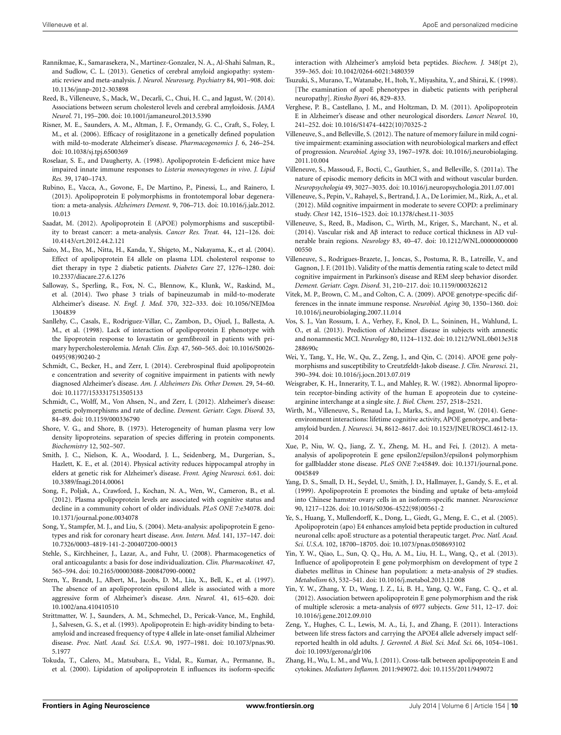Rannikmae, K., Samarasekera, N., Martinez-Gonzalez, N. A., Al-Shahi Salman, R., and Sudlow, C. L. (2013). Genetics of cerebral amyloid angiopathy: systematic review and meta-analysis. *J. Neurol. Neurosurg. Psychiatry* 84, 901–908. doi: 10.1136/jnnp-2012-303898

Reed, B., Villeneuve, S., Mack, W., Decarli, C., Chui, H. C., and Jagust, W. (2014). Associations between serum cholesterol levels and cerebral amyloidosis. *JAMA Neurol.* 71, 195–200. doi: 10.1001/jamaneurol.2013.5390

Risner, M. E., Saunders, A. M., Altman, J. F., Ormandy, G. C., Craft, S., Foley, I. M., et al. (2006). Efficacy of rosiglitazone in a genetically defined population with mild-to-moderate Alzheimer's disease. *Pharmacogenomics J.* 6, 246–254. doi: 10.1038/sj.tpj.6500369

Roselaar, S. E., and Daugherty, A. (1998). Apolipoprotein E-deficient mice have impaired innate immune responses to *Listeria monocytogenes in vivo*. *J. Lipid Res.* 39, 1740–1743.

Rubino, E., Vacca, A., Govone, F., De Martino, P., Pinessi, L., and Rainero, I. (2013). Apolipoprotein E polymorphisms in frontotemporal lobar degeneration: a meta-analysis. *Alzheimers Dement.* 9, 706–713. doi: 10.1016/j.jalz.2012.10.013

Saadat, M. (2012). Apolipoprotein E (APOE) polymorphisms and susceptibility to breast cancer: a meta-analysis. *Cancer Res. Treat.* 44, 121–126. doi: 10.4143/crt.2012.44.2.121

Saito, M., Eto, M., Nitta, H., Kanda, Y., Shigeto, M., Nakayama, K., et al. (2004). Effect of apolipoprotein E4 allele on plasma LDL cholesterol response to diet therapy in type 2 diabetic patients. *Diabetes Care* 27, 1276–1280. doi: 10.2337/diacare.27.6.1276

Salloway, S., Sperling, R., Fox, N. C., Blennow, K., Klunk, W., Raskind, M., et al. (2014). Two phase 3 trials of bapineuzumab in mild-to-moderate Alzheimer's disease. *N. Engl. J. Med.* 370, 322–333. doi: 10.1056/NEJMoa1304839

Sanllehy, C., Casals, E., Rodriguez-Villar, C., Zambon, D., Ojuel, J., Ballesta, A. M., et al. (1998). Lack of interaction of apolipoprotein E phenotype with the lipoprotein response to lovastatin or gemfibrozil in patients with primary hypercholesterolemia. *Metab. Clin. Exp.* 47, 560–565. doi: 10.1016/S0026-0495(98)90240-2

Schmidt, C., Becker, H., and Zerr, I. (2014). Cerebrospinal fluid apolipoprotein e concentration and severity of cognitive impairment in patients with newly diagnosed Alzheimer's disease. *Am. J. Alzheimers Dis. Other Demen.* 29, 54–60. doi: 10.1177/1533317513505133

Schmidt, C., Wolff, M., Von Ahsen, N., and Zerr, I. (2012). Alzheimer's disease: genetic polymorphisms and rate of decline. *Dement. Geriatr. Cogn. Disord.* 33, 84–89. doi: 10.1159/000336790

Shore, V. G., and Shore, B. (1973). Heterogeneity of human plasma very low density lipoproteins. separation of species differing in protein components. *Biochemistry* 12, 502–507.

Smith, J. C., Nielson, K. A., Woodard, J. L., Seidenberg, M., Durgerian, S., Hazlett, K. E., et al. (2014). Physical activity reduces hippocampal atrophy in elders at genetic risk for Alzheimer's disease. *Front. Aging Neurosci.* 6:61. doi: 10.3389/fnagi.2014.00061

Song, F., Poljak, A., Crawford, J., Kochan, N. A., Wen, W., Cameron, B., et al. (2012). Plasma apolipoprotein levels are associated with cognitive status and decline in a community cohort of older individuals. *PLoS ONE* 7:e34078. doi: 10.1371/journal.pone.0034078

Song, Y., Stampfer, M. J., and Liu, S. (2004). Meta-analysis: apolipoprotein E genotypes and risk for coronary heart disease. *Ann. Intern. Med.* 141, 137–147. doi: 10.7326/0003-4819-141-2-200407200-00013

Stehle, S., Kirchheiner, J., Lazar, A., and Fuhr, U. (2008). Pharmacogenetics of oral anticoagulants: a basis for dose individualization. *Clin. Pharmacokinet.* 47, 565–594. doi: 10.2165/00003088-200847090-00002

Stern, Y., Brandt, J., Albert, M., Jacobs, D. M., Liu, X., Bell, K., et al. (1997). The absence of an apolipoprotein epsilon4 allele is associated with a more aggressive form of Alzheimer's disease. *Ann. Neurol.* 41, 615–620. doi: 10.1002/ana.410410510

Strittmatter, W. J., Saunders, A. M., Schmechel, D., Pericak-Vance, M., Enghild, J., Salvesen, G. S., et al. (1993). Apolipoprotein E: high-avidity binding to beta-amyloid and increased frequency of type 4 allele in late-onset familial Alzheimer disease. *Proc. Natl. Acad. Sci. U.S.A.* 90, 1977–1981. doi: 10.1073/pnas.90.5.1977

Tokuda, T., Calero, M., Matsubara, E., Vidal, R., Kumar, A., Permanne, B., et al. (2000). Lipidation of apolipoprotein E influences its isoform-specific interaction with Alzheimer's amyloid beta peptides. *Biochem. J.* 348(pt 2), 359–365. doi: 10.1042/0264-6021:3480359

Tsuzuki, S., Murano, T., Watanabe, H., Itoh, Y., Miyashita, Y., and Shirai, K. (1998). [The examination of apoE phenotypes in diabetic patients with peripheral neuropathy]. *Rinsho Byori* 46, 829–833.

Verghese, P. B., Castellano, J. M., and Holtzman, D. M. (2011). Apolipoprotein E in Alzheimer's disease and other neurological disorders. *Lancet Neurol.* 10, 241–252. doi: 10.1016/S1474-4422(10)70325-2

Villeneuve, S., and Belleville, S. (2012). The nature of memory failure in mild cognitive impairment: examining association with neurobiological markers and effect of progression. *Neurobiol. Aging* 33, 1967–1978. doi: 10.1016/j.neurobiolaging.2011.10.004

Villeneuve, S., Massoud, F., Bocti, C., Gauthier, S., and Belleville, S. (2011a). The nature of episodic memory deficits in MCI with and without vascular burden. *Neuropsychologia* 49, 3027–3035. doi: 10.1016/j.neuropsychologia.2011.07.001

Villeneuve, S., Pepin, V., Rahayel, S., Bertrand, J. A., De Lorimier, M., Rizk, A., et al. (2012). Mild cognitive impairment in moderate to severe COPD: a preliminary study. *Chest* 142, 1516–1523. doi: 10.1378/chest.11-3035

Villeneuve, S., Reed, B., Madison, C., Wirth, M., Kriger, S., Marchant, N., et al. (2014). Vascular risk and Aβ interact to reduce cortical thickness in AD vulnerable brain regions. *Neurology* 83, 40–47. doi: 10.1212/WNL.0000000000000550

Villeneuve, S., Rodrigues-Brazete, J., Joncas, S., Postuma, R. B., Latreille, V., and Gagnon, J. F. (2011b). Validity of the mattis dementia rating scale to detect mild cognitive impairment in Parkinson's disease and REM sleep behavior disorder. *Dement. Geriatr. Cogn. Disord.* 31, 210–217. doi: 10.1159/000326212

Vitek, M. P., Brown, C. M., and Colton, C. A. (2009). APOE genotype-specific differences in the innate immune response. *Neurobiol. Aging* 30, 1350–1360. doi: 10.1016/j.neurobiolaging.2007.11.014

Vos, S. J., Van Rossum, I. A., Verhey, F., Knol, D. L., Soininen, H., Wahlund, L. O., et al. (2013). Prediction of Alzheimer disease in subjects with amnestic and nonamnestic MCI. *Neurology* 80, 1124–1132. doi: 10.1212/WNL.0b013e318288690c

Wei, Y., Tang, Y., He, W., Qu, Z., Zeng, J., and Qin, C. (2014). APOE gene polymorphisms and susceptibility to Creutzfeldt-Jakob disease. *J. Clin. Neurosci.* 21, 390–394. doi: 10.1016/j.jocn.2013.07.019

Weisgraber, K. H., Innerarity, T. L., and Mahley, R. W. (1982). Abnormal lipoprotein receptor-binding activity of the human E apoprotein due to cysteine-arginine interchange at a single site. *J. Biol. Chem.* 257, 2518–2521.

Wirth, M., Villeneuve, S., Renaud La, J., Marks, S., and Jagust, W. (2014). Gene-environment interactions: lifetime cognitive activity, APOE genotype, and beta-amyloid burden. *J. Neurosci.* 34, 8612–8617. doi: 10.1523/JNEUROSCI.4612-13.2014

Xue, P., Niu, W. Q., Jiang, Z. Y., Zheng, M. H., and Fei, J. (2012). A meta-analysis of apolipoprotein E gene epsilon2/epsilon3/epsilon4 polymorphism for gallbladder stone disease. *PLoS ONE* 7:e45849. doi: 10.1371/journal.pone.0045849

Yang, D. S., Small, D. H., Seydel, U., Smith, J. D., Hallmayer, J., Gandy, S. E., et al. (1999). Apolipoprotein E promotes the binding and uptake of beta-amyloid into Chinese hamster ovary cells in an isoform-specific manner. *Neuroscience* 90, 1217–1226. doi: 10.1016/S0306-4522(98)00561-2

Ye, S., Huang, Y., Mullendorff, K., Dong, L., Giedt, G., Meng, E. C., et al. (2005). Apolipoprotein (apo) E4 enhances amyloid beta peptide production in cultured neuronal cells: apoE structure as a potential therapeutic target. *Proc. Natl. Acad. Sci. U.S.A.* 102, 18700–18705. doi: 10.1073/pnas.0508693102

Yin, Y. W., Qiao, L., Sun, Q. Q., Hu, A. M., Liu, H. L., Wang, Q., et al. (2013). Influence of apolipoprotein E gene polymorphism on development of type 2 diabetes mellitus in Chinese han population: a meta-analysis of 29 studies. *Metabolism* 63, 532–541. doi: 10.1016/j.metabol.2013.12.008

Yin, Y. W., Zhang, Y. D., Wang, J. Z., Li, B. H., Yang, Q. W., Fang, C. Q., et al. (2012). Association between apolipoprotein E gene polymorphism and the risk of multiple sclerosis: a meta-analysis of 6977 subjects. *Gene* 511, 12–17. doi: 10.1016/j.gene.2012.09.010

Zeng, Y., Hughes, C. L., Lewis, M. A., Li, J., and Zhang, F. (2011). Interactions between life stress factors and carrying the APOE4 allele adversely impact self-reported health in old adults. *J. Gerontol. A Biol. Sci. Med. Sci.* 66, 1054–1061. doi: 10.1093/gerona/glr106

Zhang, H., Wu, L. M., and Wu, J. (2011). Cross-talk between apolipoprotein E and cytokines. *Mediators Inflamm.* 2011:949072. doi: 10.1155/2011/949072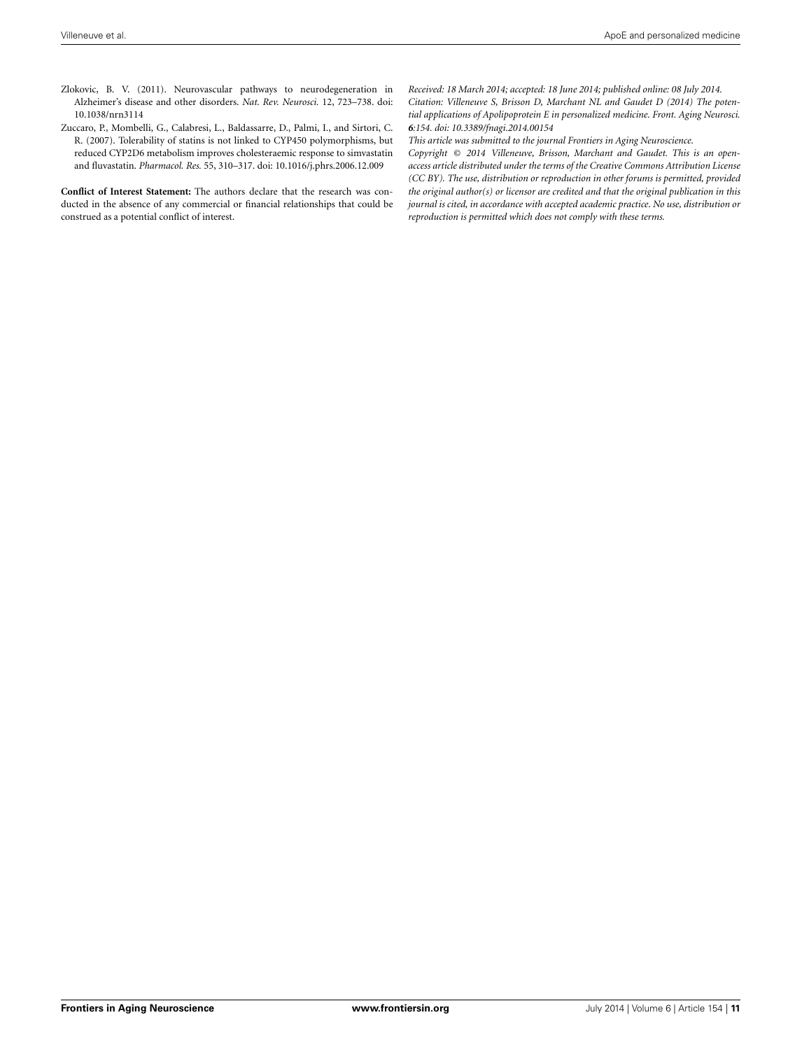Zlokovic, B. V. (2011). Neurovascular pathways to neurodegeneration in Alzheimer's disease and other disorders. *Nat. Rev. Neurosci.* 12, 723–738. doi: 10.1038/nrn3114

Zuccaro, P., Mombelli, G., Calabresi, L., Baldassarre, D., Palmi, I., and Sirtori, C. R. (2007). Tolerability of statins is not linked to CYP450 polymorphisms, but reduced CYP2D6 metabolism improves cholesteraemic response to simvastatin and fluvastatin. *Pharmacol. Res.* 55, 310–317. doi: 10.1016/j.phrs.2006.12.009

**Conflict of Interest Statement:** The authors declare that the research was conducted in the absence of any commercial or financial relationships that could be construed as a potential conflict of interest.

*Received: 18 March 2014; accepted: 18 June 2014; published online: 08 July 2014.*

*Citation: Villeneuve S, Brisson D, Marchant NL and Gaudet D (2014) The potential applications of Apolipoprotein E in personalized medicine. Front. Aging Neurosci.* ***6****:154. doi: 10.3389/fnagi.2014.00154*

*This article was submitted to the journal Frontiers in Aging Neuroscience.*

*Copyright © 2014 Villeneuve, Brisson, Marchant and Gaudet. This is an open-access article distributed under the terms of the Creative Commons Attribution License (CC BY). The use, distribution or reproduction in other forums is permitted, provided the original author(s) or licensor are credited and that the original publication in this journal is cited, in accordance with accepted academic practice. No use, distribution or reproduction is permitted which does not comply with these terms.*